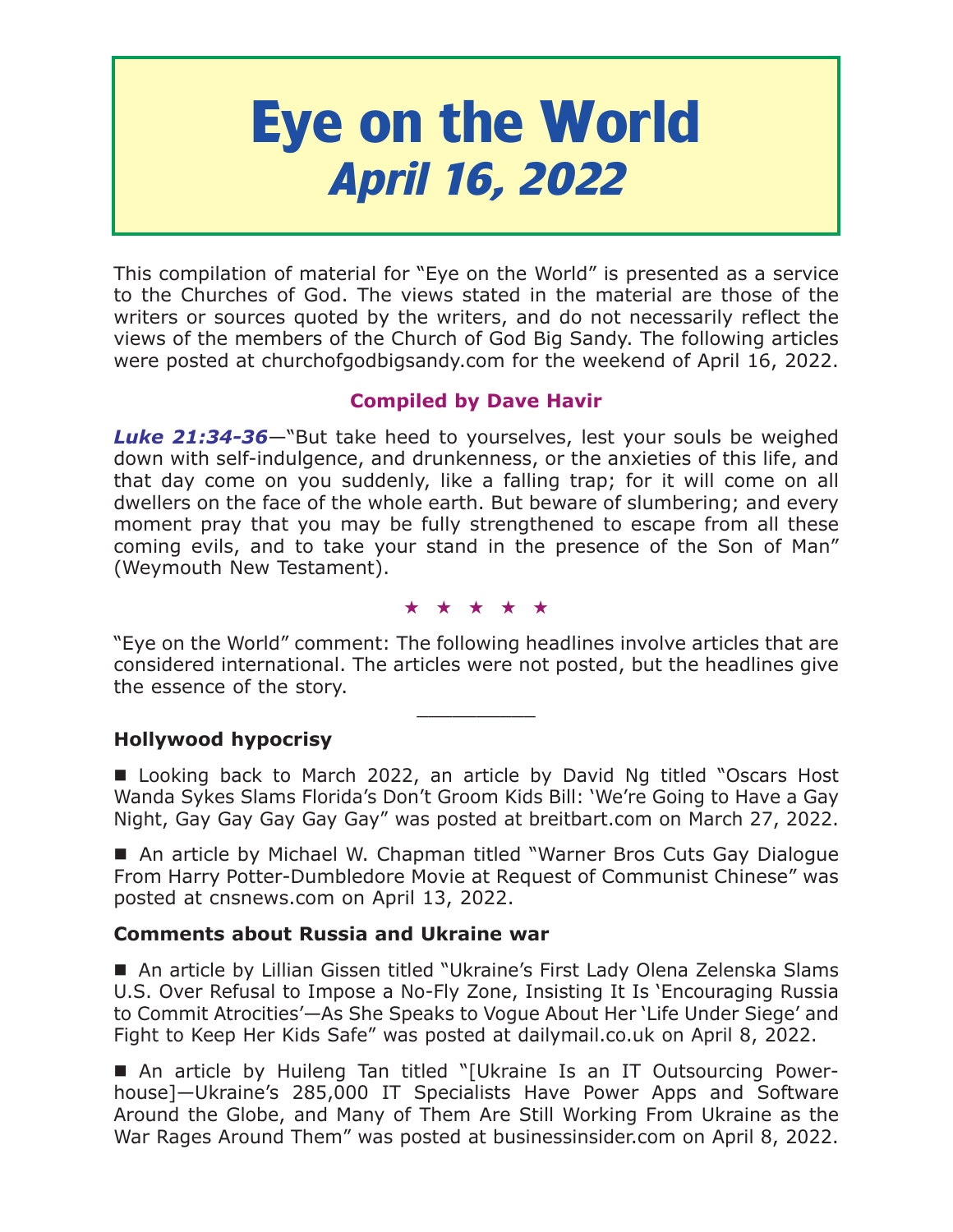# Eye on the World
## *April 16, 2022*

This compilation of material for "Eye on the World" is presented as a service to the Churches of God. The views stated in the material are those of the writers or sources quoted by the writers, and do not necessarily reflect the views of the members of the Church of God Big Sandy. The following articles were posted at churchofgodbigsandy.com for the weekend of April 16, 2022.

**Compiled by Dave Havir**

***Luke 21:34-36***—"But take heed to yourselves, lest your souls be weighed down with self-indulgence, and drunkenness, or the anxieties of this life, and that day come on you suddenly, like a falling trap; for it will come on all dwellers on the face of the whole earth. But beware of slumbering; and every moment pray that you may be fully strengthened to escape from all these coming evils, and to take your stand in the presence of the Son of Man" (Weymouth New Testament).

★ ★ ★ ★ ★

"Eye on the World" comment: The following headlines involve articles that are considered international. The articles were not posted, but the headlines give the essence of the story.

__________

**Hollywood hypocrisy**

■ Looking back to March 2022, an article by David Ng titled "Oscars Host Wanda Sykes Slams Florida's Don't Groom Kids Bill: 'We're Going to Have a Gay Night, Gay Gay Gay Gay Gay" was posted at breitbart.com on March 27, 2022.

■ An article by Michael W. Chapman titled "Warner Bros Cuts Gay Dialogue From Harry Potter-Dumbledore Movie at Request of Communist Chinese" was posted at cnsnews.com on April 13, 2022.

**Comments about Russia and Ukraine war**

■ An article by Lillian Gissen titled "Ukraine's First Lady Olena Zelenska Slams U.S. Over Refusal to Impose a No-Fly Zone, Insisting It Is 'Encouraging Russia to Commit Atrocities'—As She Speaks to Vogue About Her 'Life Under Siege' and Fight to Keep Her Kids Safe" was posted at dailymail.co.uk on April 8, 2022.

■ An article by Huileng Tan titled "[Ukraine Is an IT Outsourcing Powerhouse]—Ukraine's 285,000 IT Specialists Have Power Apps and Software Around the Globe, and Many of Them Are Still Working From Ukraine as the War Rages Around Them" was posted at businessinsider.com on April 8, 2022.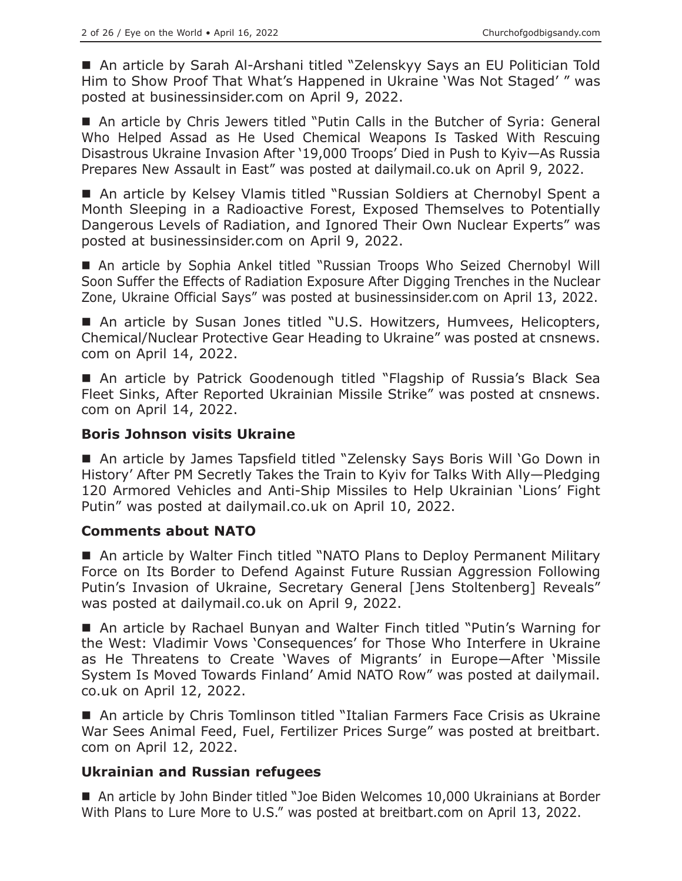■ An article by Sarah Al-Arshani titled "Zelenskyy Says an EU Politician Told Him to Show Proof That What's Happened in Ukraine 'Was Not Staged' " was posted at businessinsider.com on April 9, 2022.

■ An article by Chris Jewers titled "Putin Calls in the Butcher of Syria: General Who Helped Assad as He Used Chemical Weapons Is Tasked With Rescuing Disastrous Ukraine Invasion After '19,000 Troops' Died in Push to Kyiv—As Russia Prepares New Assault in East" was posted at dailymail.co.uk on April 9, 2022.

■ An article by Kelsey Vlamis titled "Russian Soldiers at Chernobyl Spent a Month Sleeping in a Radioactive Forest, Exposed Themselves to Potentially Dangerous Levels of Radiation, and Ignored Their Own Nuclear Experts" was posted at businessinsider.com on April 9, 2022.

■ An article by Sophia Ankel titled "Russian Troops Who Seized Chernobyl Will Soon Suffer the Effects of Radiation Exposure After Digging Trenches in the Nuclear Zone, Ukraine Official Says" was posted at businessinsider.com on April 13, 2022.

■ An article by Susan Jones titled "U.S. Howitzers, Humvees, Helicopters, Chemical/Nuclear Protective Gear Heading to Ukraine" was posted at cnsnews.com on April 14, 2022.

■ An article by Patrick Goodenough titled "Flagship of Russia's Black Sea Fleet Sinks, After Reported Ukrainian Missile Strike" was posted at cnsnews.com on April 14, 2022.

### Boris Johnson visits Ukraine

■ An article by James Tapsfield titled "Zelensky Says Boris Will 'Go Down in History' After PM Secretly Takes the Train to Kyiv for Talks With Ally—Pledging 120 Armored Vehicles and Anti-Ship Missiles to Help Ukrainian 'Lions' Fight Putin" was posted at dailymail.co.uk on April 10, 2022.

### Comments about NATO

■ An article by Walter Finch titled "NATO Plans to Deploy Permanent Military Force on Its Border to Defend Against Future Russian Aggression Following Putin's Invasion of Ukraine, Secretary General [Jens Stoltenberg] Reveals" was posted at dailymail.co.uk on April 9, 2022.

■ An article by Rachael Bunyan and Walter Finch titled "Putin's Warning for the West: Vladimir Vows 'Consequences' for Those Who Interfere in Ukraine as He Threatens to Create 'Waves of Migrants' in Europe—After 'Missile System Is Moved Towards Finland' Amid NATO Row" was posted at dailymail.co.uk on April 12, 2022.

■ An article by Chris Tomlinson titled "Italian Farmers Face Crisis as Ukraine War Sees Animal Feed, Fuel, Fertilizer Prices Surge" was posted at breitbart.com on April 12, 2022.

### Ukrainian and Russian refugees

■ An article by John Binder titled "Joe Biden Welcomes 10,000 Ukrainians at Border With Plans to Lure More to U.S." was posted at breitbart.com on April 13, 2022.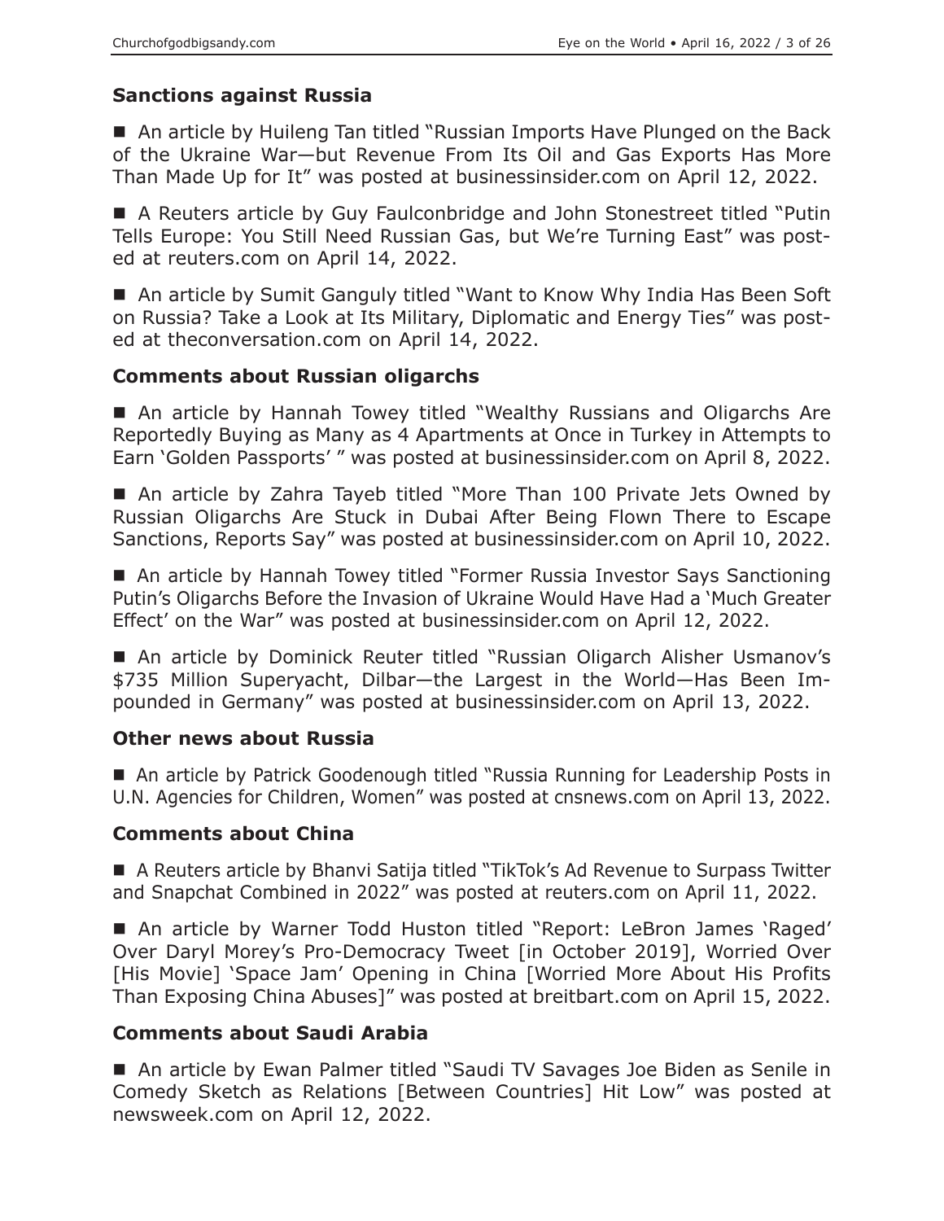## Sanctions against Russia

- An article by Huileng Tan titled "Russian Imports Have Plunged on the Back of the Ukraine War—but Revenue From Its Oil and Gas Exports Has More Than Made Up for It" was posted at businessinsider.com on April 12, 2022.

- A Reuters article by Guy Faulconbridge and John Stonestreet titled "Putin Tells Europe: You Still Need Russian Gas, but We're Turning East" was posted at reuters.com on April 14, 2022.

- An article by Sumit Ganguly titled "Want to Know Why India Has Been Soft on Russia? Take a Look at Its Military, Diplomatic and Energy Ties" was posted at theconversation.com on April 14, 2022.

## Comments about Russian oligarchs

- An article by Hannah Towey titled "Wealthy Russians and Oligarchs Are Reportedly Buying as Many as 4 Apartments at Once in Turkey in Attempts to Earn 'Golden Passports' " was posted at businessinsider.com on April 8, 2022.

- An article by Zahra Tayeb titled "More Than 100 Private Jets Owned by Russian Oligarchs Are Stuck in Dubai After Being Flown There to Escape Sanctions, Reports Say" was posted at businessinsider.com on April 10, 2022.

- An article by Hannah Towey titled "Former Russia Investor Says Sanctioning Putin's Oligarchs Before the Invasion of Ukraine Would Have Had a 'Much Greater Effect' on the War" was posted at businessinsider.com on April 12, 2022.

- An article by Dominick Reuter titled "Russian Oligarch Alisher Usmanov's $735 Million Superyacht, Dilbar—the Largest in the World—Has Been Impounded in Germany" was posted at businessinsider.com on April 13, 2022.

## Other news about Russia

- An article by Patrick Goodenough titled "Russia Running for Leadership Posts in U.N. Agencies for Children, Women" was posted at cnsnews.com on April 13, 2022.

## Comments about China

- A Reuters article by Bhanvi Satija titled "TikTok's Ad Revenue to Surpass Twitter and Snapchat Combined in 2022" was posted at reuters.com on April 11, 2022.

- An article by Warner Todd Huston titled "Report: LeBron James 'Raged' Over Daryl Morey's Pro-Democracy Tweet [in October 2019], Worried Over [His Movie] 'Space Jam' Opening in China [Worried More About His Profits Than Exposing China Abuses]" was posted at breitbart.com on April 15, 2022.

## Comments about Saudi Arabia

- An article by Ewan Palmer titled "Saudi TV Savages Joe Biden as Senile in Comedy Sketch as Relations [Between Countries] Hit Low" was posted at newsweek.com on April 12, 2022.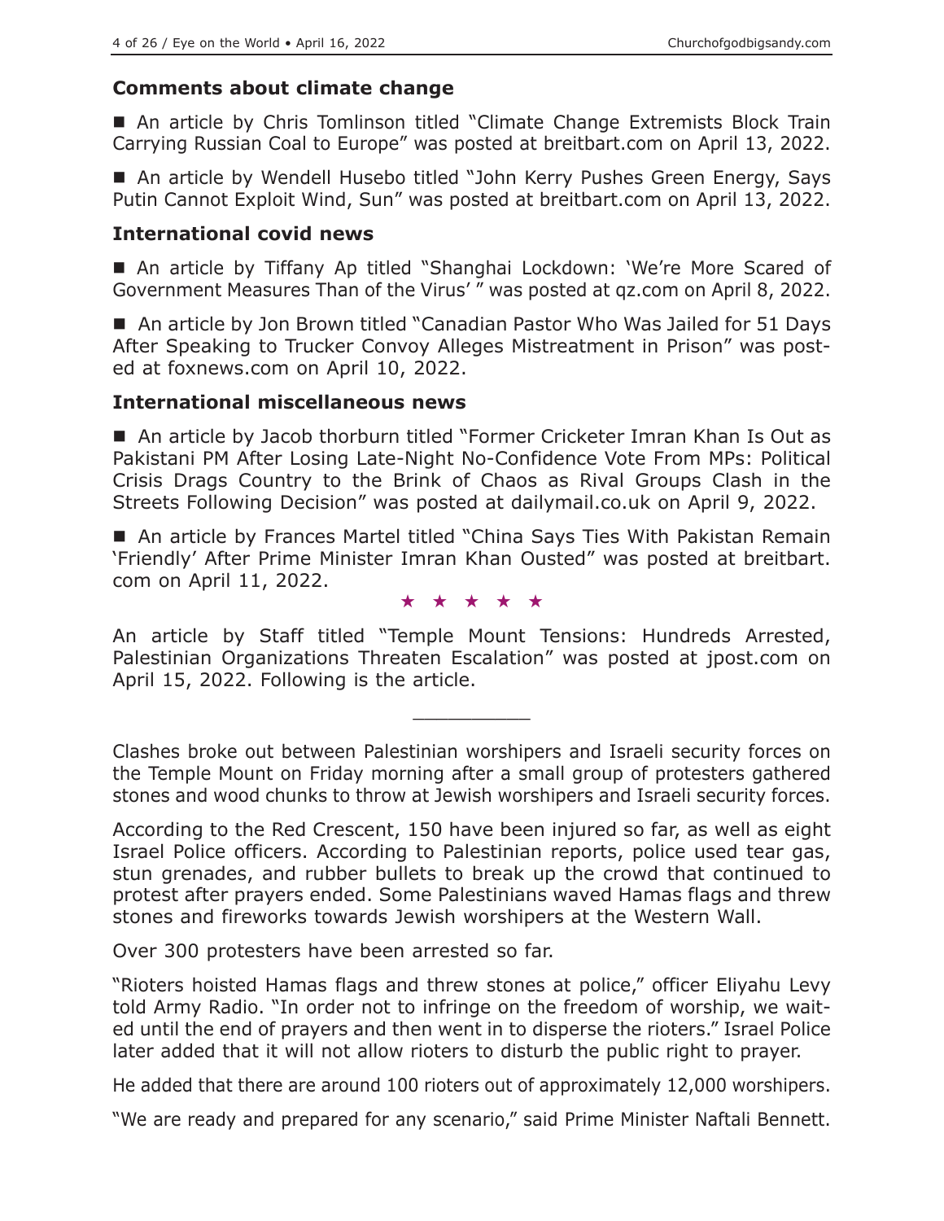### Comments about climate change

■ An article by Chris Tomlinson titled "Climate Change Extremists Block Train Carrying Russian Coal to Europe" was posted at breitbart.com on April 13, 2022.

■ An article by Wendell Husebo titled "John Kerry Pushes Green Energy, Says Putin Cannot Exploit Wind, Sun" was posted at breitbart.com on April 13, 2022.

### International covid news

■ An article by Tiffany Ap titled "Shanghai Lockdown: 'We're More Scared of Government Measures Than of the Virus' " was posted at qz.com on April 8, 2022.

■ An article by Jon Brown titled "Canadian Pastor Who Was Jailed for 51 Days After Speaking to Trucker Convoy Alleges Mistreatment in Prison" was posted at foxnews.com on April 10, 2022.

### International miscellaneous news

■ An article by Jacob thorburn titled "Former Cricketer Imran Khan Is Out as Pakistani PM After Losing Late-Night No-Confidence Vote From MPs: Political Crisis Drags Country to the Brink of Chaos as Rival Groups Clash in the Streets Following Decision" was posted at dailymail.co.uk on April 9, 2022.

■ An article by Frances Martel titled "China Says Ties With Pakistan Remain 'Friendly' After Prime Minister Imran Khan Ousted" was posted at breitbart.com on April 11, 2022.

★ ★ ★ ★ ★

An article by Staff titled "Temple Mount Tensions: Hundreds Arrested, Palestinian Organizations Threaten Escalation" was posted at jpost.com on April 15, 2022. Following is the article.

---

Clashes broke out between Palestinian worshipers and Israeli security forces on the Temple Mount on Friday morning after a small group of protesters gathered stones and wood chunks to throw at Jewish worshipers and Israeli security forces.

According to the Red Crescent, 150 have been injured so far, as well as eight Israel Police officers. According to Palestinian reports, police used tear gas, stun grenades, and rubber bullets to break up the crowd that continued to protest after prayers ended. Some Palestinians waved Hamas flags and threw stones and fireworks towards Jewish worshipers at the Western Wall.

Over 300 protesters have been arrested so far.

"Rioters hoisted Hamas flags and threw stones at police," officer Eliyahu Levy told Army Radio. "In order not to infringe on the freedom of worship, we waited until the end of prayers and then went in to disperse the rioters." Israel Police later added that it will not allow rioters to disturb the public right to prayer.

He added that there are around 100 rioters out of approximately 12,000 worshipers.

"We are ready and prepared for any scenario," said Prime Minister Naftali Bennett.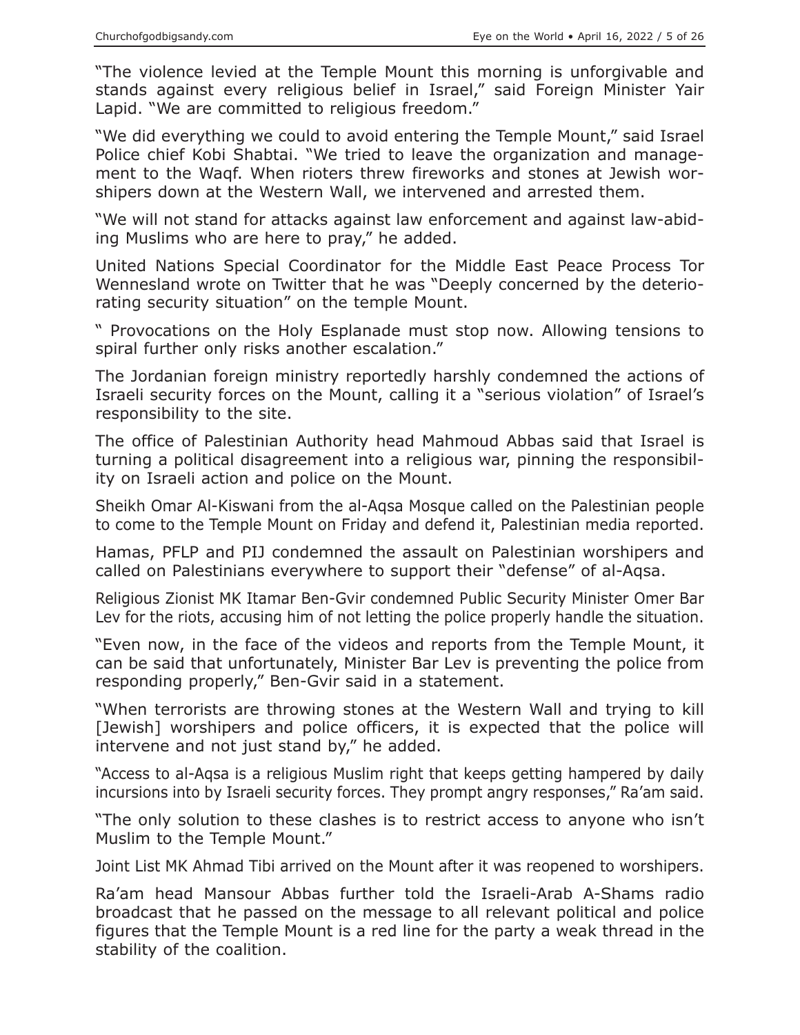"The violence levied at the Temple Mount this morning is unforgivable and stands against every religious belief in Israel," said Foreign Minister Yair Lapid. "We are committed to religious freedom."

"We did everything we could to avoid entering the Temple Mount," said Israel Police chief Kobi Shabtai. "We tried to leave the organization and management to the Waqf. When rioters threw fireworks and stones at Jewish worshipers down at the Western Wall, we intervened and arrested them.

"We will not stand for attacks against law enforcement and against law-abiding Muslims who are here to pray," he added.

United Nations Special Coordinator for the Middle East Peace Process Tor Wennesland wrote on Twitter that he was "Deeply concerned by the deteriorating security situation" on the temple Mount.

" Provocations on the Holy Esplanade must stop now. Allowing tensions to spiral further only risks another escalation."

The Jordanian foreign ministry reportedly harshly condemned the actions of Israeli security forces on the Mount, calling it a "serious violation" of Israel's responsibility to the site.

The office of Palestinian Authority head Mahmoud Abbas said that Israel is turning a political disagreement into a religious war, pinning the responsibility on Israeli action and police on the Mount.

Sheikh Omar Al-Kiswani from the al-Aqsa Mosque called on the Palestinian people to come to the Temple Mount on Friday and defend it, Palestinian media reported.

Hamas, PFLP and PIJ condemned the assault on Palestinian worshipers and called on Palestinians everywhere to support their "defense" of al-Aqsa.

Religious Zionist MK Itamar Ben-Gvir condemned Public Security Minister Omer Bar Lev for the riots, accusing him of not letting the police properly handle the situation.

"Even now, in the face of the videos and reports from the Temple Mount, it can be said that unfortunately, Minister Bar Lev is preventing the police from responding properly," Ben-Gvir said in a statement.

"When terrorists are throwing stones at the Western Wall and trying to kill [Jewish] worshipers and police officers, it is expected that the police will intervene and not just stand by," he added.

"Access to al-Aqsa is a religious Muslim right that keeps getting hampered by daily incursions into by Israeli security forces. They prompt angry responses," Ra'am said.

"The only solution to these clashes is to restrict access to anyone who isn't Muslim to the Temple Mount."

Joint List MK Ahmad Tibi arrived on the Mount after it was reopened to worshipers.

Ra'am head Mansour Abbas further told the Israeli-Arab A-Shams radio broadcast that he passed on the message to all relevant political and police figures that the Temple Mount is a red line for the party a weak thread in the stability of the coalition.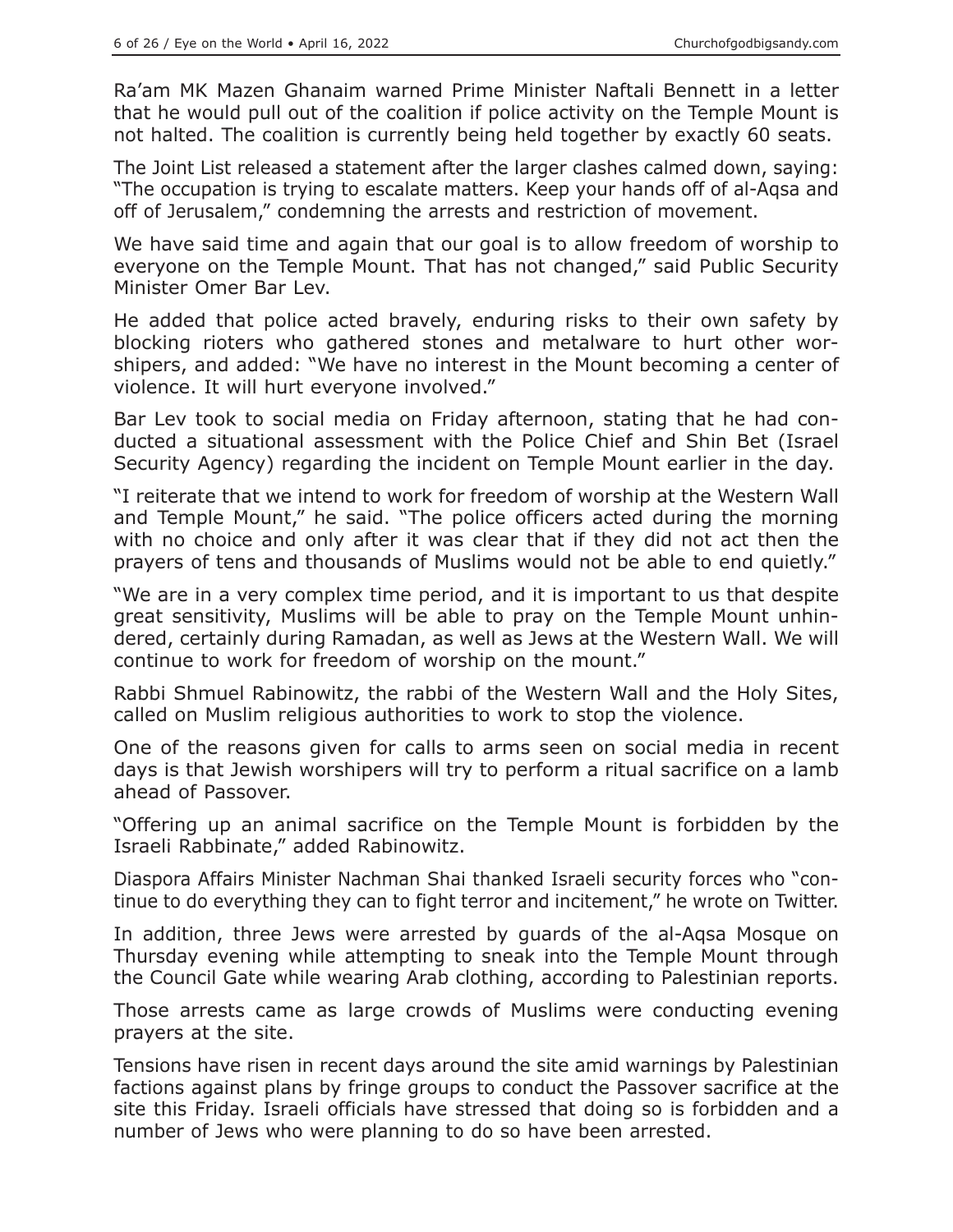Ra'am MK Mazen Ghanaim warned Prime Minister Naftali Bennett in a letter that he would pull out of the coalition if police activity on the Temple Mount is not halted. The coalition is currently being held together by exactly 60 seats.

The Joint List released a statement after the larger clashes calmed down, saying: "The occupation is trying to escalate matters. Keep your hands off of al-Aqsa and off of Jerusalem," condemning the arrests and restriction of movement.

We have said time and again that our goal is to allow freedom of worship to everyone on the Temple Mount. That has not changed," said Public Security Minister Omer Bar Lev.

He added that police acted bravely, enduring risks to their own safety by blocking rioters who gathered stones and metalware to hurt other worshipers, and added: "We have no interest in the Mount becoming a center of violence. It will hurt everyone involved."

Bar Lev took to social media on Friday afternoon, stating that he had conducted a situational assessment with the Police Chief and Shin Bet (Israel Security Agency) regarding the incident on Temple Mount earlier in the day.

"I reiterate that we intend to work for freedom of worship at the Western Wall and Temple Mount," he said. "The police officers acted during the morning with no choice and only after it was clear that if they did not act then the prayers of tens and thousands of Muslims would not be able to end quietly."

"We are in a very complex time period, and it is important to us that despite great sensitivity, Muslims will be able to pray on the Temple Mount unhindered, certainly during Ramadan, as well as Jews at the Western Wall. We will continue to work for freedom of worship on the mount."

Rabbi Shmuel Rabinowitz, the rabbi of the Western Wall and the Holy Sites, called on Muslim religious authorities to work to stop the violence.

One of the reasons given for calls to arms seen on social media in recent days is that Jewish worshipers will try to perform a ritual sacrifice on a lamb ahead of Passover.

"Offering up an animal sacrifice on the Temple Mount is forbidden by the Israeli Rabbinate," added Rabinowitz.

Diaspora Affairs Minister Nachman Shai thanked Israeli security forces who "continue to do everything they can to fight terror and incitement," he wrote on Twitter.

In addition, three Jews were arrested by guards of the al-Aqsa Mosque on Thursday evening while attempting to sneak into the Temple Mount through the Council Gate while wearing Arab clothing, according to Palestinian reports.

Those arrests came as large crowds of Muslims were conducting evening prayers at the site.

Tensions have risen in recent days around the site amid warnings by Palestinian factions against plans by fringe groups to conduct the Passover sacrifice at the site this Friday. Israeli officials have stressed that doing so is forbidden and a number of Jews who were planning to do so have been arrested.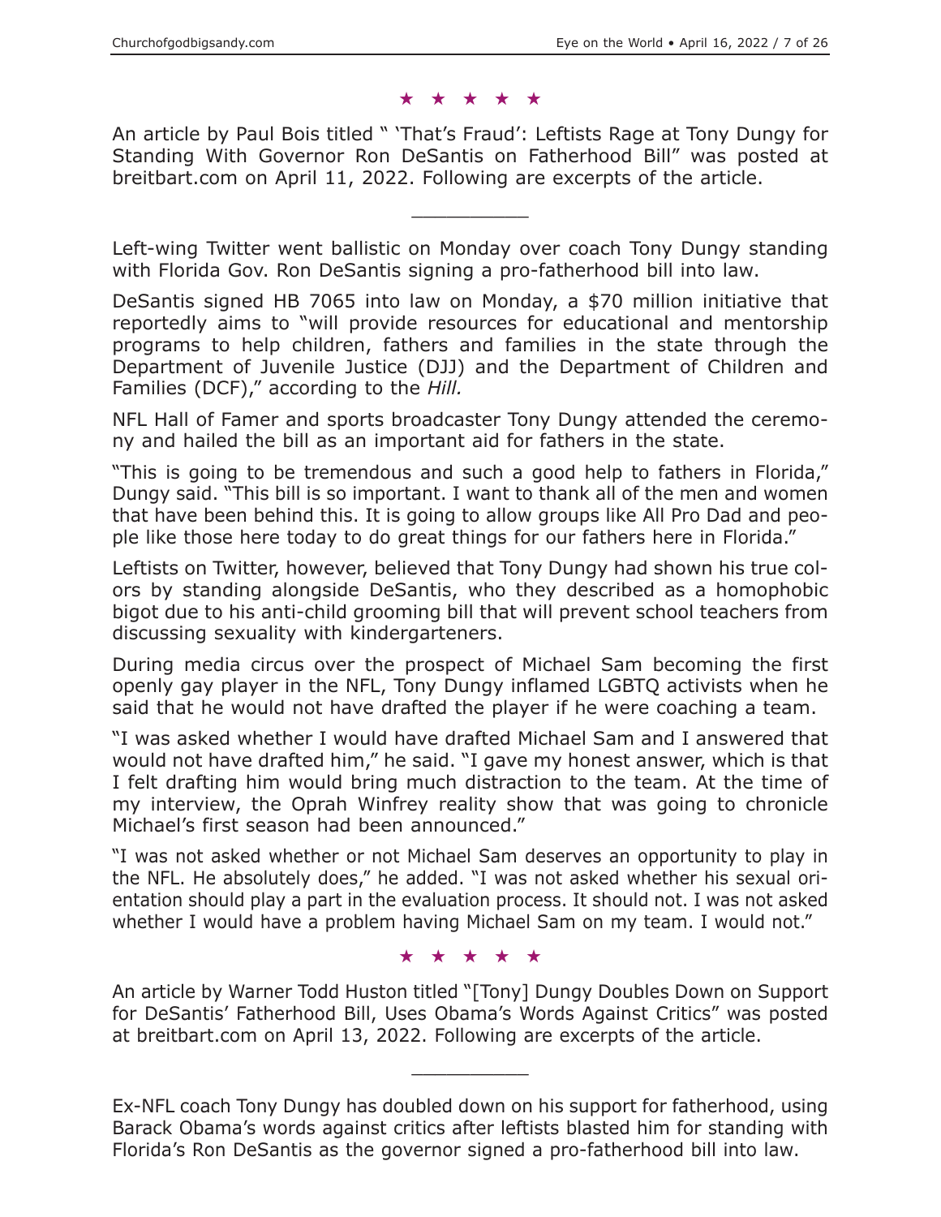★ ★ ★ ★ ★

An article by Paul Bois titled " 'That's Fraud': Leftists Rage at Tony Dungy for Standing With Governor Ron DeSantis on Fatherhood Bill" was posted at breitbart.com on April 11, 2022. Following are excerpts of the article.

---

Left-wing Twitter went ballistic on Monday over coach Tony Dungy standing with Florida Gov. Ron DeSantis signing a pro-fatherhood bill into law.

DeSantis signed HB 7065 into law on Monday, a $70 million initiative that reportedly aims to "will provide resources for educational and mentorship programs to help children, fathers and families in the state through the Department of Juvenile Justice (DJJ) and the Department of Children and Families (DCF)," according to the *Hill.*

NFL Hall of Famer and sports broadcaster Tony Dungy attended the ceremony and hailed the bill as an important aid for fathers in the state.

"This is going to be tremendous and such a good help to fathers in Florida," Dungy said. "This bill is so important. I want to thank all of the men and women that have been behind this. It is going to allow groups like All Pro Dad and people like those here today to do great things for our fathers here in Florida."

Leftists on Twitter, however, believed that Tony Dungy had shown his true colors by standing alongside DeSantis, who they described as a homophobic bigot due to his anti-child grooming bill that will prevent school teachers from discussing sexuality with kindergarteners.

During media circus over the prospect of Michael Sam becoming the first openly gay player in the NFL, Tony Dungy inflamed LGBTQ activists when he said that he would not have drafted the player if he were coaching a team.

"I was asked whether I would have drafted Michael Sam and I answered that would not have drafted him," he said. "I gave my honest answer, which is that I felt drafting him would bring much distraction to the team. At the time of my interview, the Oprah Winfrey reality show that was going to chronicle Michael's first season had been announced."

"I was not asked whether or not Michael Sam deserves an opportunity to play in the NFL. He absolutely does," he added. "I was not asked whether his sexual orientation should play a part in the evaluation process. It should not. I was not asked whether I would have a problem having Michael Sam on my team. I would not."

★ ★ ★ ★ ★

An article by Warner Todd Huston titled "[Tony] Dungy Doubles Down on Support for DeSantis' Fatherhood Bill, Uses Obama's Words Against Critics" was posted at breitbart.com on April 13, 2022. Following are excerpts of the article.

---

Ex-NFL coach Tony Dungy has doubled down on his support for fatherhood, using Barack Obama's words against critics after leftists blasted him for standing with Florida's Ron DeSantis as the governor signed a pro-fatherhood bill into law.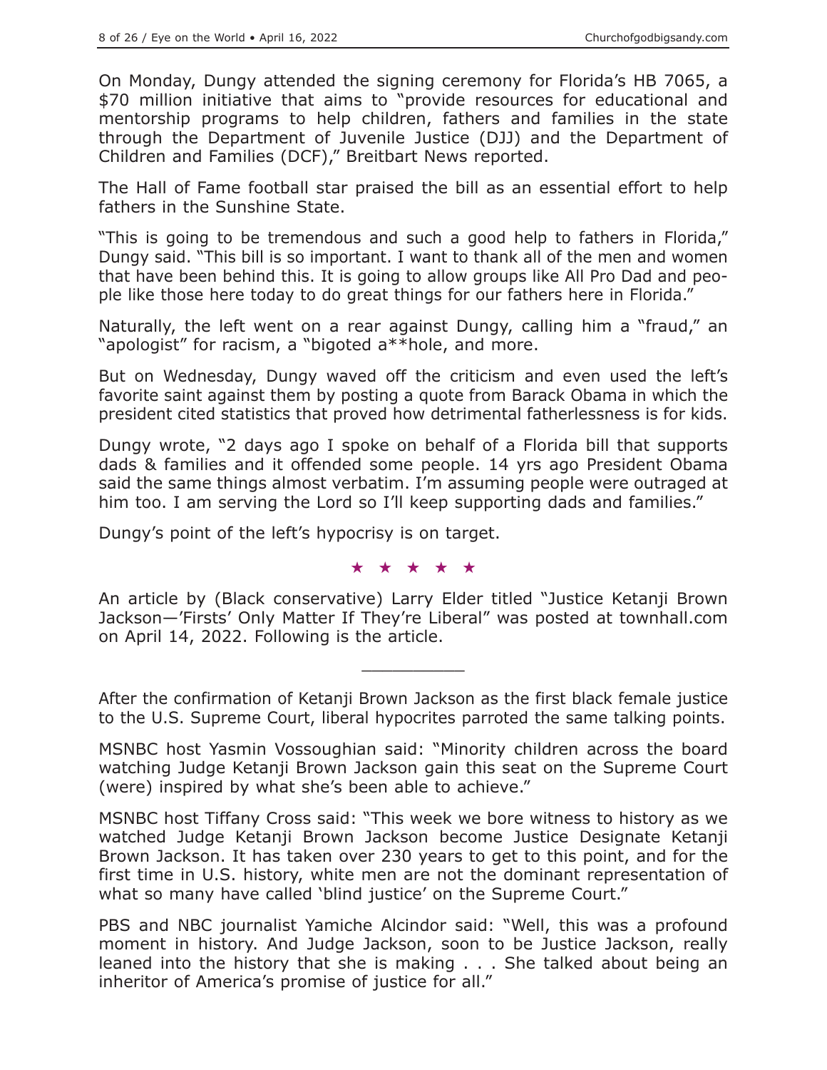On Monday, Dungy attended the signing ceremony for Florida's HB 7065, a $70 million initiative that aims to "provide resources for educational and mentorship programs to help children, fathers and families in the state through the Department of Juvenile Justice (DJJ) and the Department of Children and Families (DCF)," Breitbart News reported.

The Hall of Fame football star praised the bill as an essential effort to help fathers in the Sunshine State.

"This is going to be tremendous and such a good help to fathers in Florida," Dungy said. "This bill is so important. I want to thank all of the men and women that have been behind this. It is going to allow groups like All Pro Dad and people like those here today to do great things for our fathers here in Florida."

Naturally, the left went on a rear against Dungy, calling him a "fraud," an "apologist" for racism, a "bigoted a**hole, and more.

But on Wednesday, Dungy waved off the criticism and even used the left's favorite saint against them by posting a quote from Barack Obama in which the president cited statistics that proved how detrimental fatherlessness is for kids.

Dungy wrote, "2 days ago I spoke on behalf of a Florida bill that supports dads & families and it offended some people. 14 yrs ago President Obama said the same things almost verbatim. I'm assuming people were outraged at him too. I am serving the Lord so I'll keep supporting dads and families."

Dungy's point of the left's hypocrisy is on target.

★ ★ ★ ★ ★

An article by (Black conservative) Larry Elder titled "Justice Ketanji Brown Jackson—'Firsts' Only Matter If They're Liberal" was posted at townhall.com on April 14, 2022. Following is the article.

---

After the confirmation of Ketanji Brown Jackson as the first black female justice to the U.S. Supreme Court, liberal hypocrites parroted the same talking points.

MSNBC host Yasmin Vossoughian said: "Minority children across the board watching Judge Ketanji Brown Jackson gain this seat on the Supreme Court (were) inspired by what she's been able to achieve."

MSNBC host Tiffany Cross said: "This week we bore witness to history as we watched Judge Ketanji Brown Jackson become Justice Designate Ketanji Brown Jackson. It has taken over 230 years to get to this point, and for the first time in U.S. history, white men are not the dominant representation of what so many have called 'blind justice' on the Supreme Court."

PBS and NBC journalist Yamiche Alcindor said: "Well, this was a profound moment in history. And Judge Jackson, soon to be Justice Jackson, really leaned into the history that she is making . . . She talked about being an inheritor of America's promise of justice for all."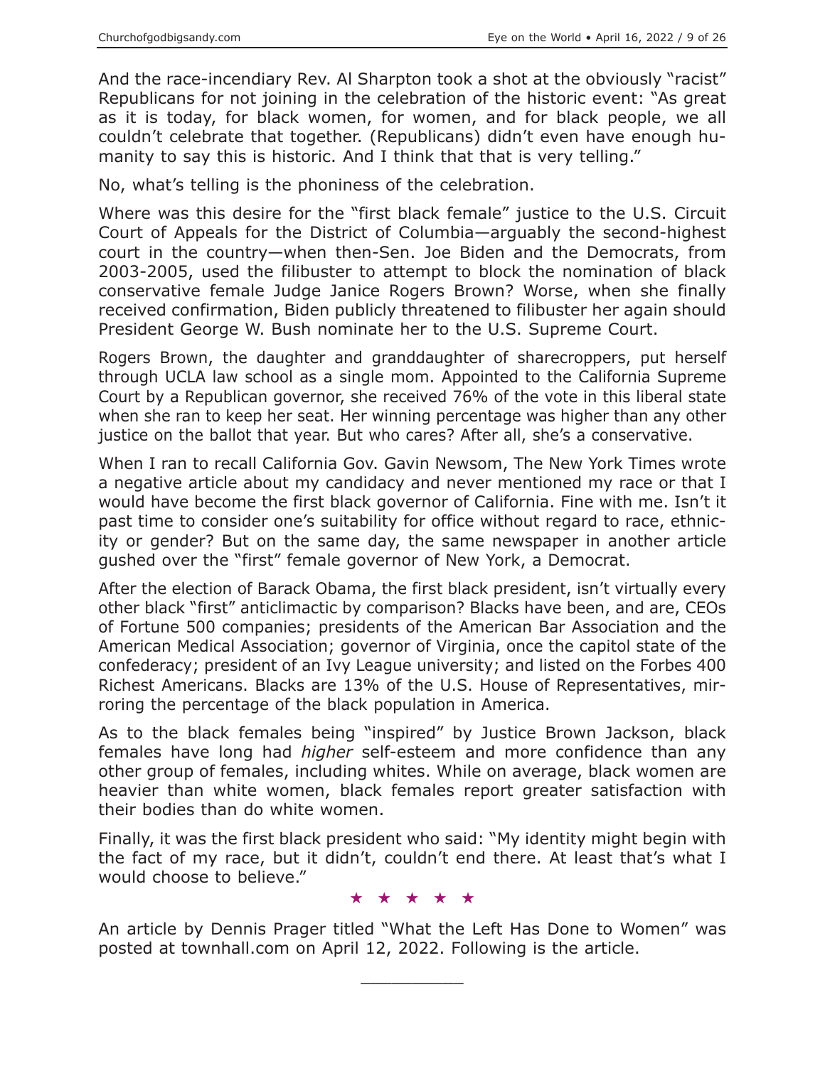And the race-incendiary Rev. Al Sharpton took a shot at the obviously "racist" Republicans for not joining in the celebration of the historic event: "As great as it is today, for black women, for women, and for black people, we all couldn't celebrate that together. (Republicans) didn't even have enough humanity to say this is historic. And I think that that is very telling."

No, what's telling is the phoniness of the celebration.

Where was this desire for the "first black female" justice to the U.S. Circuit Court of Appeals for the District of Columbia—arguably the second-highest court in the country—when then-Sen. Joe Biden and the Democrats, from 2003-2005, used the filibuster to attempt to block the nomination of black conservative female Judge Janice Rogers Brown? Worse, when she finally received confirmation, Biden publicly threatened to filibuster her again should President George W. Bush nominate her to the U.S. Supreme Court.

Rogers Brown, the daughter and granddaughter of sharecroppers, put herself through UCLA law school as a single mom. Appointed to the California Supreme Court by a Republican governor, she received 76% of the vote in this liberal state when she ran to keep her seat. Her winning percentage was higher than any other justice on the ballot that year. But who cares? After all, she's a conservative.

When I ran to recall California Gov. Gavin Newsom, The New York Times wrote a negative article about my candidacy and never mentioned my race or that I would have become the first black governor of California. Fine with me. Isn't it past time to consider one's suitability for office without regard to race, ethnicity or gender? But on the same day, the same newspaper in another article gushed over the "first" female governor of New York, a Democrat.

After the election of Barack Obama, the first black president, isn't virtually every other black "first" anticlimactic by comparison? Blacks have been, and are, CEOs of Fortune 500 companies; presidents of the American Bar Association and the American Medical Association; governor of Virginia, once the capitol state of the confederacy; president of an Ivy League university; and listed on the Forbes 400 Richest Americans. Blacks are 13% of the U.S. House of Representatives, mirroring the percentage of the black population in America.

As to the black females being "inspired" by Justice Brown Jackson, black females have long had *higher* self-esteem and more confidence than any other group of females, including whites. While on average, black women are heavier than white women, black females report greater satisfaction with their bodies than do white women.

Finally, it was the first black president who said: "My identity might begin with the fact of my race, but it didn't, couldn't end there. At least that's what I would choose to believe."

★ ★ ★ ★ ★

An article by Dennis Prager titled "What the Left Has Done to Women" was posted at townhall.com on April 12, 2022. Following is the article.

———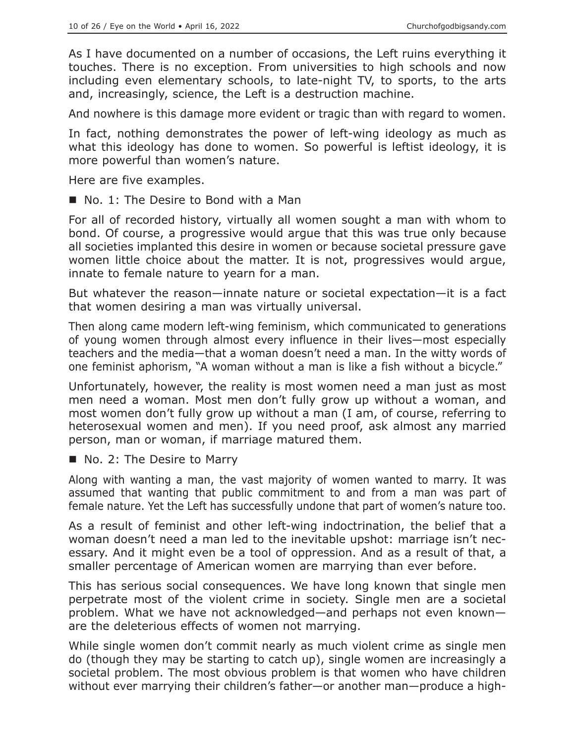As I have documented on a number of occasions, the Left ruins everything it touches. There is no exception. From universities to high schools and now including even elementary schools, to late-night TV, to sports, to the arts and, increasingly, science, the Left is a destruction machine.

And nowhere is this damage more evident or tragic than with regard to women.

In fact, nothing demonstrates the power of left-wing ideology as much as what this ideology has done to women. So powerful is leftist ideology, it is more powerful than women's nature.

Here are five examples.

■ No. 1: The Desire to Bond with a Man

For all of recorded history, virtually all women sought a man with whom to bond. Of course, a progressive would argue that this was true only because all societies implanted this desire in women or because societal pressure gave women little choice about the matter. It is not, progressives would argue, innate to female nature to yearn for a man.

But whatever the reason—innate nature or societal expectation—it is a fact that women desiring a man was virtually universal.

Then along came modern left-wing feminism, which communicated to generations of young women through almost every influence in their lives—most especially teachers and the media—that a woman doesn't need a man. In the witty words of one feminist aphorism, "A woman without a man is like a fish without a bicycle."

Unfortunately, however, the reality is most women need a man just as most men need a woman. Most men don't fully grow up without a woman, and most women don't fully grow up without a man (I am, of course, referring to heterosexual women and men). If you need proof, ask almost any married person, man or woman, if marriage matured them.

■ No. 2: The Desire to Marry

Along with wanting a man, the vast majority of women wanted to marry. It was assumed that wanting that public commitment to and from a man was part of female nature. Yet the Left has successfully undone that part of women's nature too.

As a result of feminist and other left-wing indoctrination, the belief that a woman doesn't need a man led to the inevitable upshot: marriage isn't necessary. And it might even be a tool of oppression. And as a result of that, a smaller percentage of American women are marrying than ever before.

This has serious social consequences. We have long known that single men perpetrate most of the violent crime in society. Single men are a societal problem. What we have not acknowledged—and perhaps not even known—are the deleterious effects of women not marrying.

While single women don't commit nearly as much violent crime as single men do (though they may be starting to catch up), single women are increasingly a societal problem. The most obvious problem is that women who have children without ever marrying their children's father—or another man—produce a high-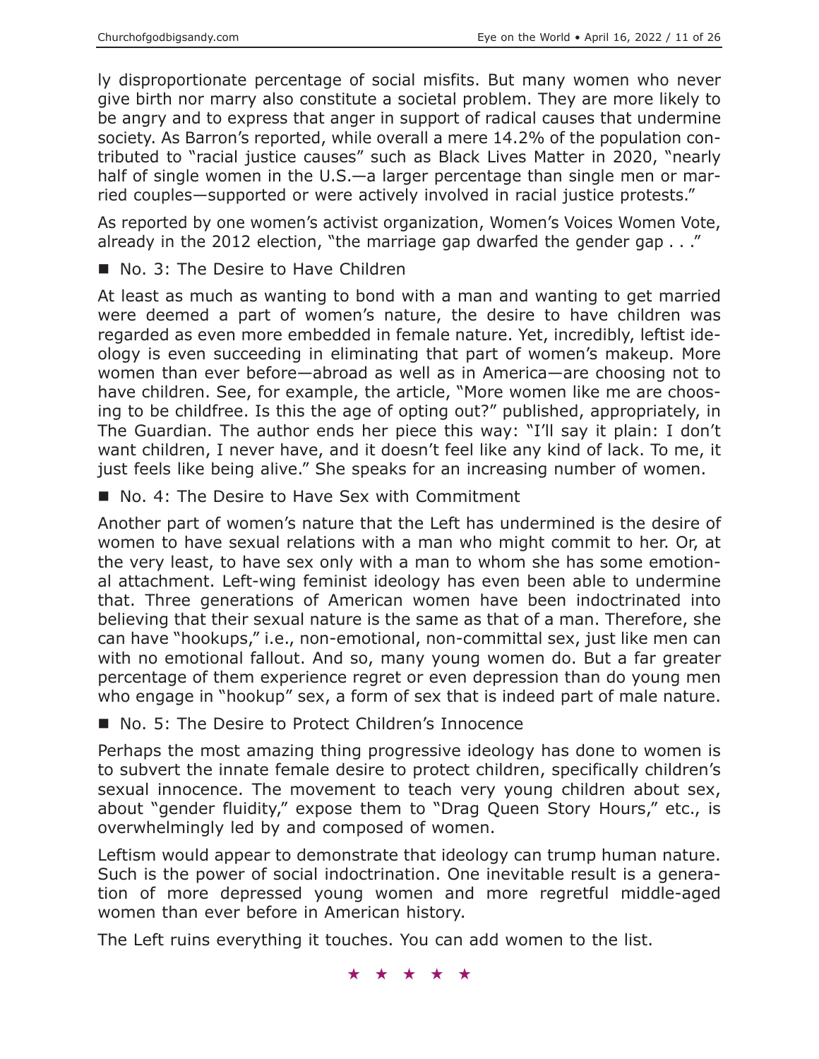ly disproportionate percentage of social misfits. But many women who never give birth nor marry also constitute a societal problem. They are more likely to be angry and to express that anger in support of radical causes that undermine society. As Barron's reported, while overall a mere 14.2% of the population contributed to "racial justice causes" such as Black Lives Matter in 2020, "nearly half of single women in the U.S.—a larger percentage than single men or married couples—supported or were actively involved in racial justice protests."

As reported by one women's activist organization, Women's Voices Women Vote, already in the 2012 election, "the marriage gap dwarfed the gender gap . . ."

■ No. 3: The Desire to Have Children

At least as much as wanting to bond with a man and wanting to get married were deemed a part of women's nature, the desire to have children was regarded as even more embedded in female nature. Yet, incredibly, leftist ideology is even succeeding in eliminating that part of women's makeup. More women than ever before—abroad as well as in America—are choosing not to have children. See, for example, the article, "More women like me are choosing to be childfree. Is this the age of opting out?" published, appropriately, in The Guardian. The author ends her piece this way: "I'll say it plain: I don't want children, I never have, and it doesn't feel like any kind of lack. To me, it just feels like being alive." She speaks for an increasing number of women.

■ No. 4: The Desire to Have Sex with Commitment

Another part of women's nature that the Left has undermined is the desire of women to have sexual relations with a man who might commit to her. Or, at the very least, to have sex only with a man to whom she has some emotional attachment. Left-wing feminist ideology has even been able to undermine that. Three generations of American women have been indoctrinated into believing that their sexual nature is the same as that of a man. Therefore, she can have "hookups," i.e., non-emotional, non-committal sex, just like men can with no emotional fallout. And so, many young women do. But a far greater percentage of them experience regret or even depression than do young men who engage in "hookup" sex, a form of sex that is indeed part of male nature.

■ No. 5: The Desire to Protect Children's Innocence

Perhaps the most amazing thing progressive ideology has done to women is to subvert the innate female desire to protect children, specifically children's sexual innocence. The movement to teach very young children about sex, about "gender fluidity," expose them to "Drag Queen Story Hours," etc., is overwhelmingly led by and composed of women.

Leftism would appear to demonstrate that ideology can trump human nature. Such is the power of social indoctrination. One inevitable result is a generation of more depressed young women and more regretful middle-aged women than ever before in American history.

The Left ruins everything it touches. You can add women to the list.

★ ★ ★ ★ ★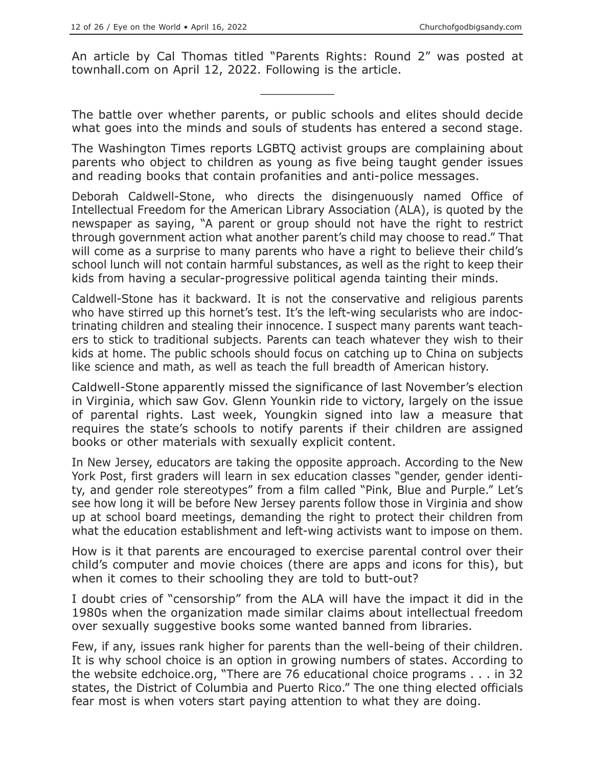An article by Cal Thomas titled "Parents Rights: Round 2" was posted at townhall.com on April 12, 2022. Following is the article.

__________

The battle over whether parents, or public schools and elites should decide what goes into the minds and souls of students has entered a second stage.

The Washington Times reports LGBTQ activist groups are complaining about parents who object to children as young as five being taught gender issues and reading books that contain profanities and anti-police messages.

Deborah Caldwell-Stone, who directs the disingenuously named Office of Intellectual Freedom for the American Library Association (ALA), is quoted by the newspaper as saying, "A parent or group should not have the right to restrict through government action what another parent's child may choose to read." That will come as a surprise to many parents who have a right to believe their child's school lunch will not contain harmful substances, as well as the right to keep their kids from having a secular-progressive political agenda tainting their minds.

Caldwell-Stone has it backward. It is not the conservative and religious parents who have stirred up this hornet's test. It's the left-wing secularists who are indoctrinating children and stealing their innocence. I suspect many parents want teachers to stick to traditional subjects. Parents can teach whatever they wish to their kids at home. The public schools should focus on catching up to China on subjects like science and math, as well as teach the full breadth of American history.

Caldwell-Stone apparently missed the significance of last November's election in Virginia, which saw Gov. Glenn Younkin ride to victory, largely on the issue of parental rights. Last week, Youngkin signed into law a measure that requires the state's schools to notify parents if their children are assigned books or other materials with sexually explicit content.

In New Jersey, educators are taking the opposite approach. According to the New York Post, first graders will learn in sex education classes "gender, gender identity, and gender role stereotypes" from a film called "Pink, Blue and Purple." Let's see how long it will be before New Jersey parents follow those in Virginia and show up at school board meetings, demanding the right to protect their children from what the education establishment and left-wing activists want to impose on them.

How is it that parents are encouraged to exercise parental control over their child's computer and movie choices (there are apps and icons for this), but when it comes to their schooling they are told to butt-out?

I doubt cries of "censorship" from the ALA will have the impact it did in the 1980s when the organization made similar claims about intellectual freedom over sexually suggestive books some wanted banned from libraries.

Few, if any, issues rank higher for parents than the well-being of their children. It is why school choice is an option in growing numbers of states. According to the website edchoice.org, "There are 76 educational choice programs . . . in 32 states, the District of Columbia and Puerto Rico." The one thing elected officials fear most is when voters start paying attention to what they are doing.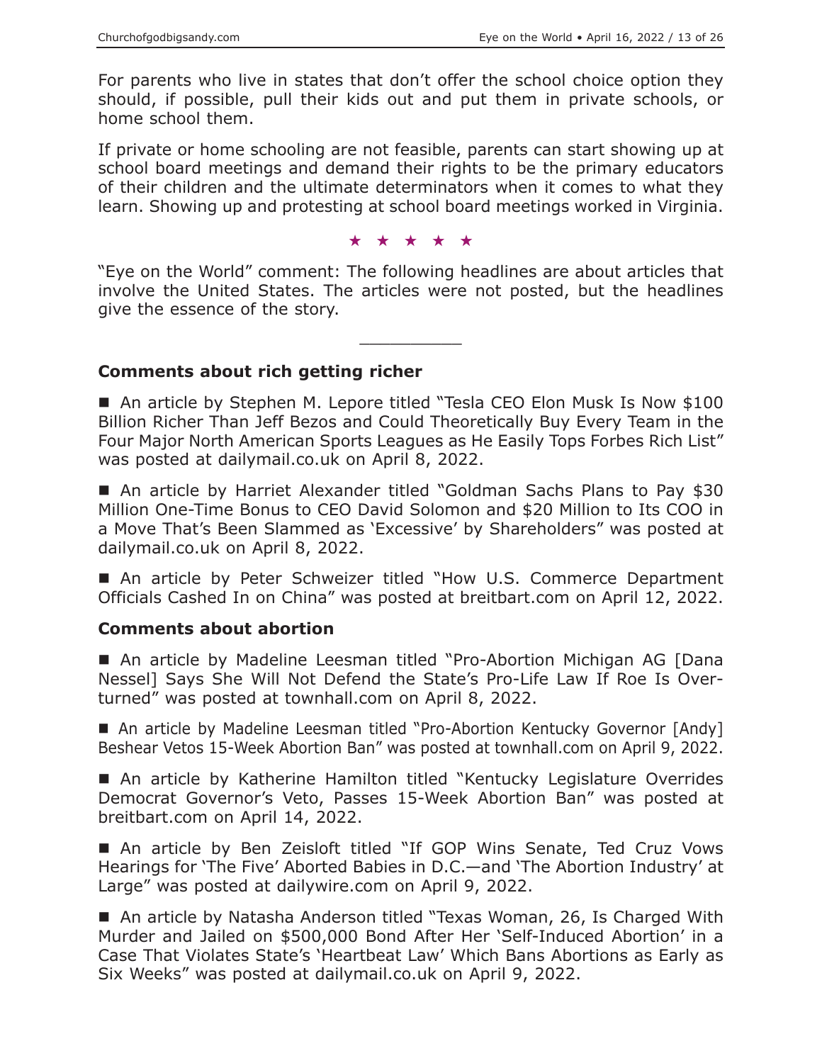For parents who live in states that don't offer the school choice option they should, if possible, pull their kids out and put them in private schools, or home school them.

If private or home schooling are not feasible, parents can start showing up at school board meetings and demand their rights to be the primary educators of their children and the ultimate determinators when it comes to what they learn. Showing up and protesting at school board meetings worked in Virginia.

★ ★ ★ ★ ★

"Eye on the World" comment: The following headlines are about articles that involve the United States. The articles were not posted, but the headlines give the essence of the story.

---

**Comments about rich getting richer**

■ An article by Stephen M. Lepore titled "Tesla CEO Elon Musk Is Now $100 Billion Richer Than Jeff Bezos and Could Theoretically Buy Every Team in the Four Major North American Sports Leagues as He Easily Tops Forbes Rich List" was posted at dailymail.co.uk on April 8, 2022.

■ An article by Harriet Alexander titled "Goldman Sachs Plans to Pay $30 Million One-Time Bonus to CEO David Solomon and $20 Million to Its COO in a Move That's Been Slammed as 'Excessive' by Shareholders" was posted at dailymail.co.uk on April 8, 2022.

■ An article by Peter Schweizer titled "How U.S. Commerce Department Officials Cashed In on China" was posted at breitbart.com on April 12, 2022.

**Comments about abortion**

■ An article by Madeline Leesman titled "Pro-Abortion Michigan AG [Dana Nessel] Says She Will Not Defend the State's Pro-Life Law If Roe Is Overturned" was posted at townhall.com on April 8, 2022.

■ An article by Madeline Leesman titled "Pro-Abortion Kentucky Governor [Andy] Beshear Vetos 15-Week Abortion Ban" was posted at townhall.com on April 9, 2022.

■ An article by Katherine Hamilton titled "Kentucky Legislature Overrides Democrat Governor's Veto, Passes 15-Week Abortion Ban" was posted at breitbart.com on April 14, 2022.

■ An article by Ben Zeisloft titled "If GOP Wins Senate, Ted Cruz Vows Hearings for 'The Five' Aborted Babies in D.C.—and 'The Abortion Industry' at Large" was posted at dailywire.com on April 9, 2022.

■ An article by Natasha Anderson titled "Texas Woman, 26, Is Charged With Murder and Jailed on $500,000 Bond After Her 'Self-Induced Abortion' in a Case That Violates State's 'Heartbeat Law' Which Bans Abortions as Early as Six Weeks" was posted at dailymail.co.uk on April 9, 2022.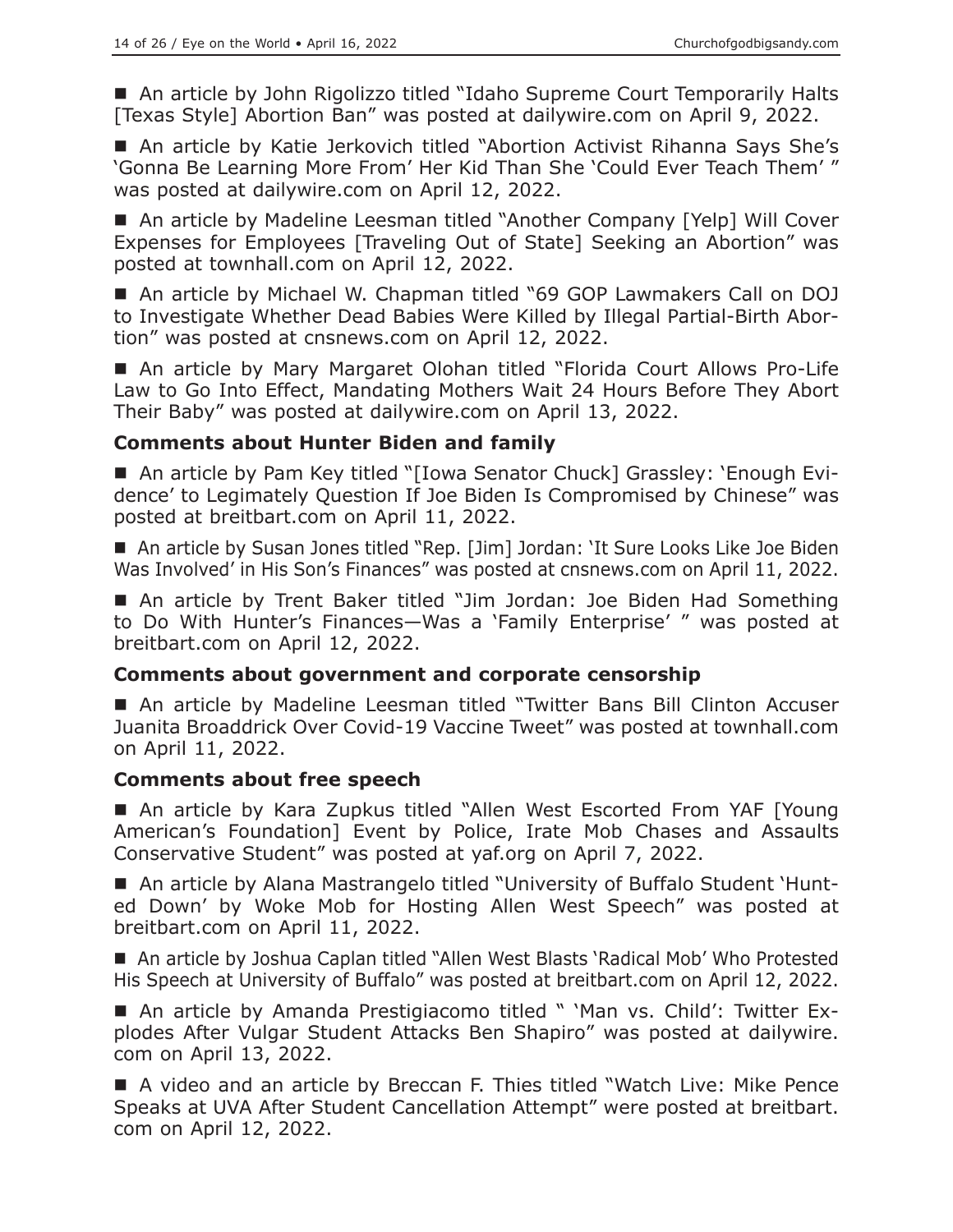■ An article by John Rigolizzo titled "Idaho Supreme Court Temporarily Halts [Texas Style] Abortion Ban" was posted at dailywire.com on April 9, 2022.

■ An article by Katie Jerkovich titled "Abortion Activist Rihanna Says She's 'Gonna Be Learning More From' Her Kid Than She 'Could Ever Teach Them' " was posted at dailywire.com on April 12, 2022.

■ An article by Madeline Leesman titled "Another Company [Yelp] Will Cover Expenses for Employees [Traveling Out of State] Seeking an Abortion" was posted at townhall.com on April 12, 2022.

■ An article by Michael W. Chapman titled "69 GOP Lawmakers Call on DOJ to Investigate Whether Dead Babies Were Killed by Illegal Partial-Birth Abortion" was posted at cnsnews.com on April 12, 2022.

■ An article by Mary Margaret Olohan titled "Florida Court Allows Pro-Life Law to Go Into Effect, Mandating Mothers Wait 24 Hours Before They Abort Their Baby" was posted at dailywire.com on April 13, 2022.

### Comments about Hunter Biden and family

■ An article by Pam Key titled "[Iowa Senator Chuck] Grassley: 'Enough Evidence' to Legimately Question If Joe Biden Is Compromised by Chinese" was posted at breitbart.com on April 11, 2022.

■ An article by Susan Jones titled "Rep. [Jim] Jordan: 'It Sure Looks Like Joe Biden Was Involved' in His Son's Finances" was posted at cnsnews.com on April 11, 2022.

■ An article by Trent Baker titled "Jim Jordan: Joe Biden Had Something to Do With Hunter's Finances—Was a 'Family Enterprise' " was posted at breitbart.com on April 12, 2022.

### Comments about government and corporate censorship

■ An article by Madeline Leesman titled "Twitter Bans Bill Clinton Accuser Juanita Broaddrick Over Covid-19 Vaccine Tweet" was posted at townhall.com on April 11, 2022.

### Comments about free speech

■ An article by Kara Zupkus titled "Allen West Escorted From YAF [Young American's Foundation] Event by Police, Irate Mob Chases and Assaults Conservative Student" was posted at yaf.org on April 7, 2022.

■ An article by Alana Mastrangelo titled "University of Buffalo Student 'Hunted Down' by Woke Mob for Hosting Allen West Speech" was posted at breitbart.com on April 11, 2022.

■ An article by Joshua Caplan titled "Allen West Blasts 'Radical Mob' Who Protested His Speech at University of Buffalo" was posted at breitbart.com on April 12, 2022.

■ An article by Amanda Prestigiacomo titled " 'Man vs. Child': Twitter Explodes After Vulgar Student Attacks Ben Shapiro" was posted at dailywire.com on April 13, 2022.

■ A video and an article by Breccan F. Thies titled "Watch Live: Mike Pence Speaks at UVA After Student Cancellation Attempt" were posted at breitbart.com on April 12, 2022.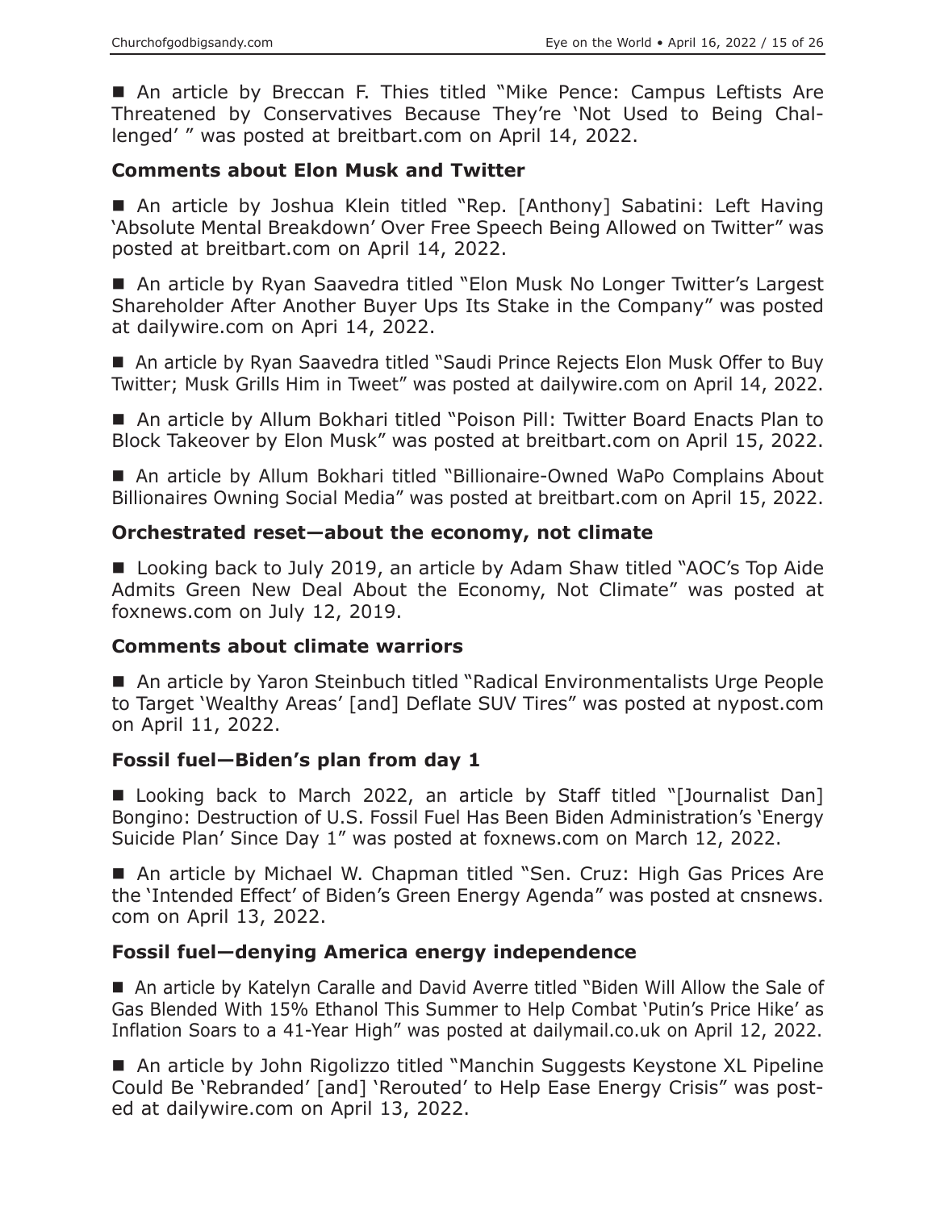■ An article by Breccan F. Thies titled "Mike Pence: Campus Leftists Are Threatened by Conservatives Because They're 'Not Used to Being Challenged' " was posted at breitbart.com on April 14, 2022.

### Comments about Elon Musk and Twitter

■ An article by Joshua Klein titled "Rep. [Anthony] Sabatini: Left Having 'Absolute Mental Breakdown' Over Free Speech Being Allowed on Twitter" was posted at breitbart.com on April 14, 2022.

■ An article by Ryan Saavedra titled "Elon Musk No Longer Twitter's Largest Shareholder After Another Buyer Ups Its Stake in the Company" was posted at dailywire.com on Apri 14, 2022.

■ An article by Ryan Saavedra titled "Saudi Prince Rejects Elon Musk Offer to Buy Twitter; Musk Grills Him in Tweet" was posted at dailywire.com on April 14, 2022.

■ An article by Allum Bokhari titled "Poison Pill: Twitter Board Enacts Plan to Block Takeover by Elon Musk" was posted at breitbart.com on April 15, 2022.

■ An article by Allum Bokhari titled "Billionaire-Owned WaPo Complains About Billionaires Owning Social Media" was posted at breitbart.com on April 15, 2022.

### Orchestrated reset—about the economy, not climate

■ Looking back to July 2019, an article by Adam Shaw titled "AOC's Top Aide Admits Green New Deal About the Economy, Not Climate" was posted at foxnews.com on July 12, 2019.

### Comments about climate warriors

■ An article by Yaron Steinbuch titled "Radical Environmentalists Urge People to Target 'Wealthy Areas' [and] Deflate SUV Tires" was posted at nypost.com on April 11, 2022.

### Fossil fuel—Biden's plan from day 1

■ Looking back to March 2022, an article by Staff titled "[Journalist Dan] Bongino: Destruction of U.S. Fossil Fuel Has Been Biden Administration's 'Energy Suicide Plan' Since Day 1" was posted at foxnews.com on March 12, 2022.

■ An article by Michael W. Chapman titled "Sen. Cruz: High Gas Prices Are the 'Intended Effect' of Biden's Green Energy Agenda" was posted at cnsnews.com on April 13, 2022.

### Fossil fuel—denying America energy independence

■ An article by Katelyn Caralle and David Averre titled "Biden Will Allow the Sale of Gas Blended With 15% Ethanol This Summer to Help Combat 'Putin's Price Hike' as Inflation Soars to a 41-Year High" was posted at dailymail.co.uk on April 12, 2022.

■ An article by John Rigolizzo titled "Manchin Suggests Keystone XL Pipeline Could Be 'Rebranded' [and] 'Rerouted' to Help Ease Energy Crisis" was posted at dailywire.com on April 13, 2022.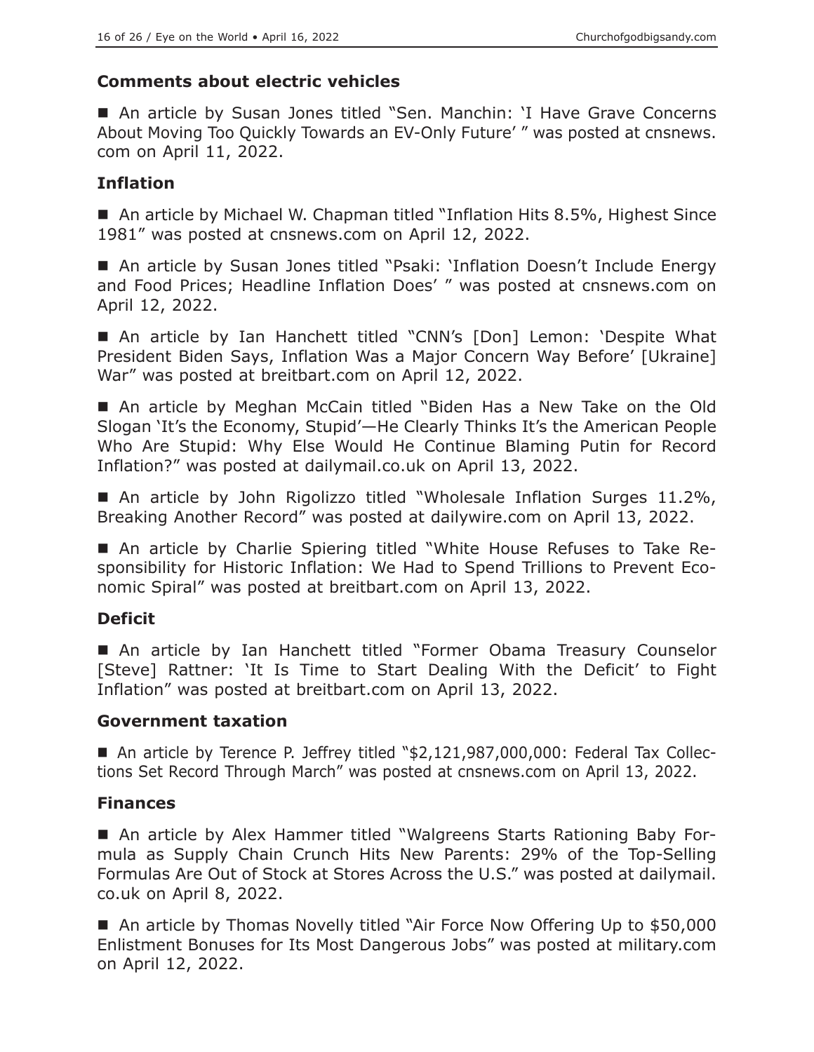### Comments about electric vehicles

■ An article by Susan Jones titled "Sen. Manchin: 'I Have Grave Concerns About Moving Too Quickly Towards an EV-Only Future' " was posted at cnsnews.com on April 11, 2022.

### Inflation

■ An article by Michael W. Chapman titled "Inflation Hits 8.5%, Highest Since 1981" was posted at cnsnews.com on April 12, 2022.

■ An article by Susan Jones titled "Psaki: 'Inflation Doesn't Include Energy and Food Prices; Headline Inflation Does' " was posted at cnsnews.com on April 12, 2022.

■ An article by Ian Hanchett titled "CNN's [Don] Lemon: 'Despite What President Biden Says, Inflation Was a Major Concern Way Before' [Ukraine] War" was posted at breitbart.com on April 12, 2022.

■ An article by Meghan McCain titled "Biden Has a New Take on the Old Slogan 'It's the Economy, Stupid'—He Clearly Thinks It's the American People Who Are Stupid: Why Else Would He Continue Blaming Putin for Record Inflation?" was posted at dailymail.co.uk on April 13, 2022.

■ An article by John Rigolizzo titled "Wholesale Inflation Surges 11.2%, Breaking Another Record" was posted at dailywire.com on April 13, 2022.

■ An article by Charlie Spiering titled "White House Refuses to Take Responsibility for Historic Inflation: We Had to Spend Trillions to Prevent Economic Spiral" was posted at breitbart.com on April 13, 2022.

### Deficit

■ An article by Ian Hanchett titled "Former Obama Treasury Counselor [Steve] Rattner: 'It Is Time to Start Dealing With the Deficit' to Fight Inflation" was posted at breitbart.com on April 13, 2022.

### Government taxation

■ An article by Terence P. Jeffrey titled "$2,121,987,000,000: Federal Tax Collections Set Record Through March" was posted at cnsnews.com on April 13, 2022.

### Finances

■ An article by Alex Hammer titled "Walgreens Starts Rationing Baby Formula as Supply Chain Crunch Hits New Parents: 29% of the Top-Selling Formulas Are Out of Stock at Stores Across the U.S." was posted at dailymail.co.uk on April 8, 2022.

■ An article by Thomas Novelly titled "Air Force Now Offering Up to $50,000 Enlistment Bonuses for Its Most Dangerous Jobs" was posted at military.com on April 12, 2022.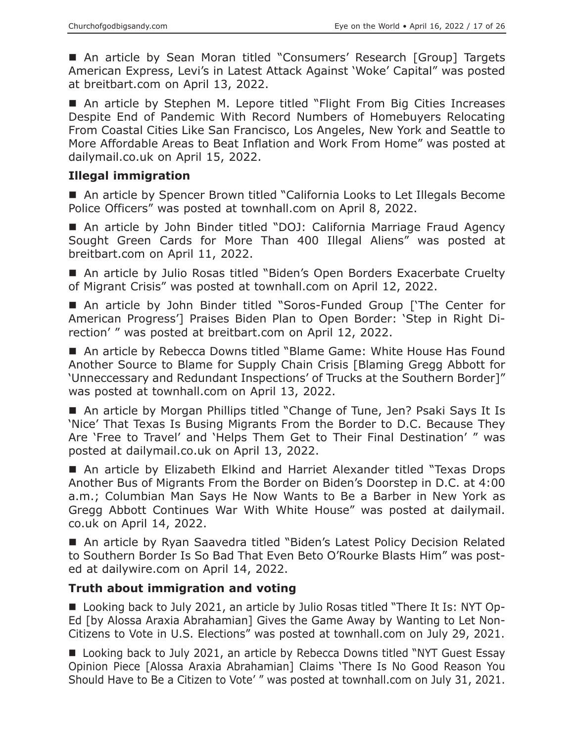■ An article by Sean Moran titled "Consumers' Research [Group] Targets American Express, Levi's in Latest Attack Against 'Woke' Capital" was posted at breitbart.com on April 13, 2022.

■ An article by Stephen M. Lepore titled "Flight From Big Cities Increases Despite End of Pandemic With Record Numbers of Homebuyers Relocating From Coastal Cities Like San Francisco, Los Angeles, New York and Seattle to More Affordable Areas to Beat Inflation and Work From Home" was posted at dailymail.co.uk on April 15, 2022.

### Illegal immigration

■ An article by Spencer Brown titled "California Looks to Let Illegals Become Police Officers" was posted at townhall.com on April 8, 2022.

■ An article by John Binder titled "DOJ: California Marriage Fraud Agency Sought Green Cards for More Than 400 Illegal Aliens" was posted at breitbart.com on April 11, 2022.

■ An article by Julio Rosas titled "Biden's Open Borders Exacerbate Cruelty of Migrant Crisis" was posted at townhall.com on April 12, 2022.

■ An article by John Binder titled "Soros-Funded Group ['The Center for American Progress'] Praises Biden Plan to Open Border: 'Step in Right Direction' " was posted at breitbart.com on April 12, 2022.

■ An article by Rebecca Downs titled "Blame Game: White House Has Found Another Source to Blame for Supply Chain Crisis [Blaming Gregg Abbott for 'Unneccessary and Redundant Inspections' of Trucks at the Southern Border]" was posted at townhall.com on April 13, 2022.

■ An article by Morgan Phillips titled "Change of Tune, Jen? Psaki Says It Is 'Nice' That Texas Is Busing Migrants From the Border to D.C. Because They Are 'Free to Travel' and 'Helps Them Get to Their Final Destination' " was posted at dailymail.co.uk on April 13, 2022.

■ An article by Elizabeth Elkind and Harriet Alexander titled "Texas Drops Another Bus of Migrants From the Border on Biden's Doorstep in D.C. at 4:00 a.m.; Columbian Man Says He Now Wants to Be a Barber in New York as Gregg Abbott Continues War With White House" was posted at dailymail.co.uk on April 14, 2022.

■ An article by Ryan Saavedra titled "Biden's Latest Policy Decision Related to Southern Border Is So Bad That Even Beto O'Rourke Blasts Him" was posted at dailywire.com on April 14, 2022.

### Truth about immigration and voting

■ Looking back to July 2021, an article by Julio Rosas titled "There It Is: NYT Op-Ed [by Alossa Araxia Abrahamian] Gives the Game Away by Wanting to Let Non-Citizens to Vote in U.S. Elections" was posted at townhall.com on July 29, 2021.

■ Looking back to July 2021, an article by Rebecca Downs titled "NYT Guest Essay Opinion Piece [Alossa Araxia Abrahamian] Claims 'There Is No Good Reason You Should Have to Be a Citizen to Vote' " was posted at townhall.com on July 31, 2021.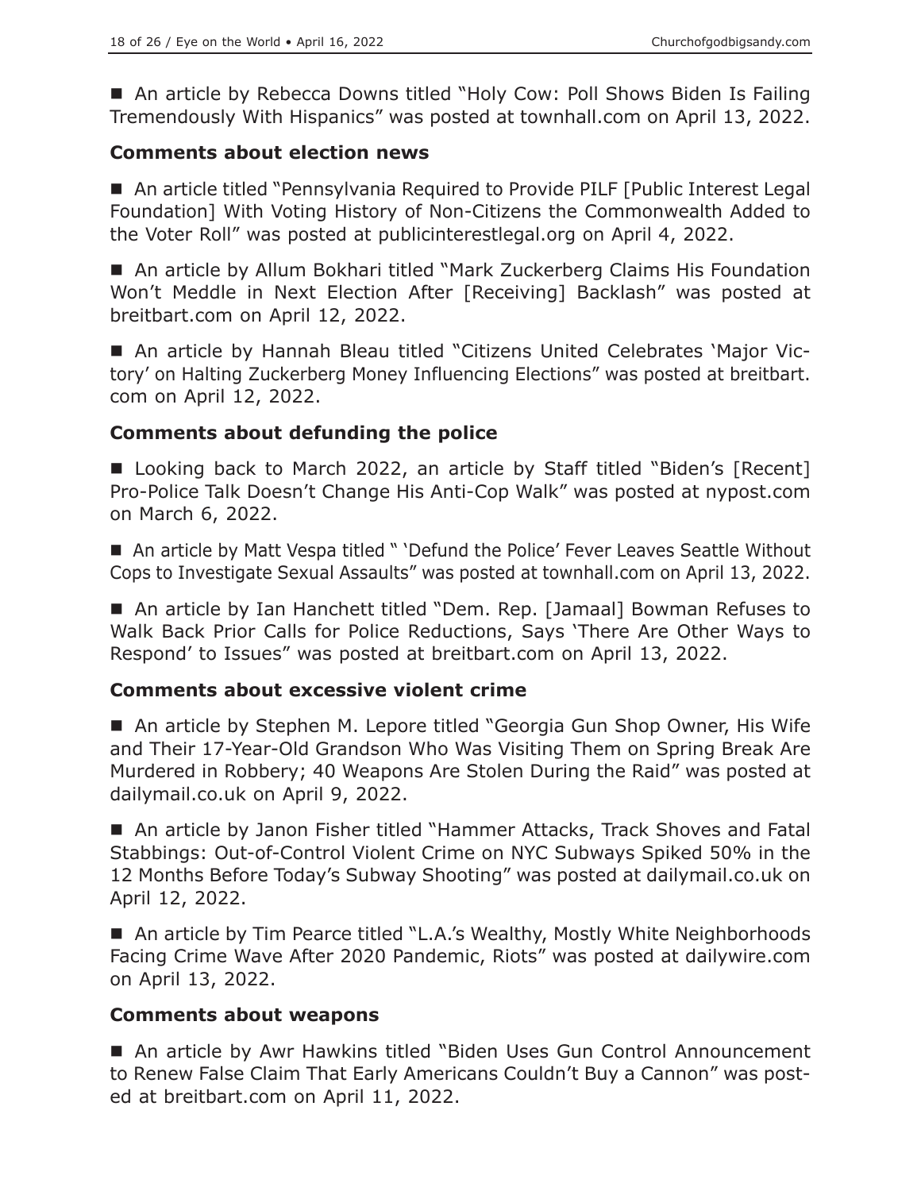■ An article by Rebecca Downs titled "Holy Cow: Poll Shows Biden Is Failing Tremendously With Hispanics" was posted at townhall.com on April 13, 2022.

### Comments about election news

■ An article titled "Pennsylvania Required to Provide PILF [Public Interest Legal Foundation] With Voting History of Non-Citizens the Commonwealth Added to the Voter Roll" was posted at publicinterestlegal.org on April 4, 2022.

■ An article by Allum Bokhari titled "Mark Zuckerberg Claims His Foundation Won't Meddle in Next Election After [Receiving] Backlash" was posted at breitbart.com on April 12, 2022.

■ An article by Hannah Bleau titled "Citizens United Celebrates 'Major Victory' on Halting Zuckerberg Money Influencing Elections" was posted at breitbart.com on April 12, 2022.

### Comments about defunding the police

■ Looking back to March 2022, an article by Staff titled "Biden's [Recent] Pro-Police Talk Doesn't Change His Anti-Cop Walk" was posted at nypost.com on March 6, 2022.

■ An article by Matt Vespa titled " 'Defund the Police' Fever Leaves Seattle Without Cops to Investigate Sexual Assaults" was posted at townhall.com on April 13, 2022.

■ An article by Ian Hanchett titled "Dem. Rep. [Jamaal] Bowman Refuses to Walk Back Prior Calls for Police Reductions, Says 'There Are Other Ways to Respond' to Issues" was posted at breitbart.com on April 13, 2022.

### Comments about excessive violent crime

■ An article by Stephen M. Lepore titled "Georgia Gun Shop Owner, His Wife and Their 17-Year-Old Grandson Who Was Visiting Them on Spring Break Are Murdered in Robbery; 40 Weapons Are Stolen During the Raid" was posted at dailymail.co.uk on April 9, 2022.

■ An article by Janon Fisher titled "Hammer Attacks, Track Shoves and Fatal Stabbings: Out-of-Control Violent Crime on NYC Subways Spiked 50% in the 12 Months Before Today's Subway Shooting" was posted at dailymail.co.uk on April 12, 2022.

■ An article by Tim Pearce titled "L.A.'s Wealthy, Mostly White Neighborhoods Facing Crime Wave After 2020 Pandemic, Riots" was posted at dailywire.com on April 13, 2022.

### Comments about weapons

■ An article by Awr Hawkins titled "Biden Uses Gun Control Announcement to Renew False Claim That Early Americans Couldn't Buy a Cannon" was posted at breitbart.com on April 11, 2022.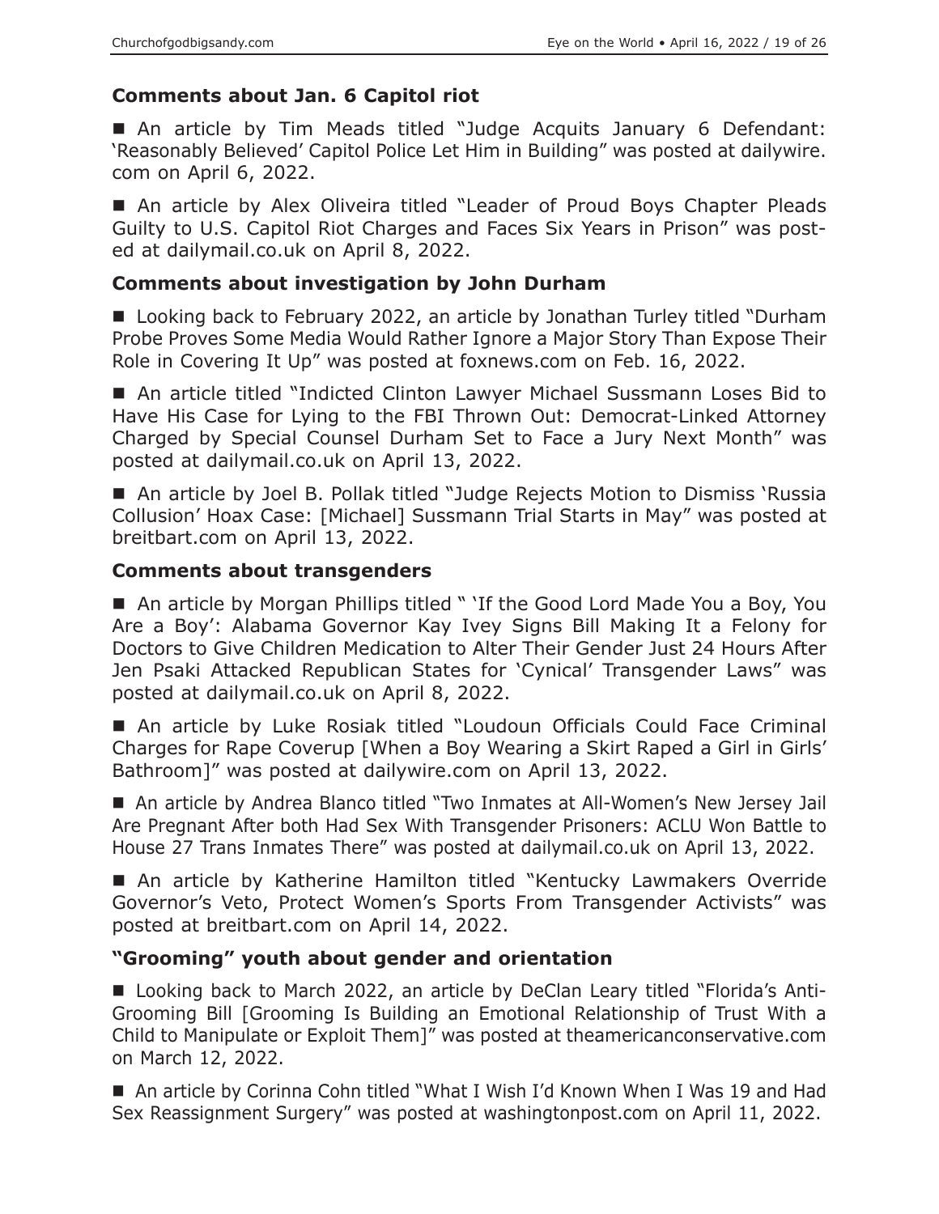### Comments about Jan. 6 Capitol riot

■ An article by Tim Meads titled "Judge Acquits January 6 Defendant: 'Reasonably Believed' Capitol Police Let Him in Building" was posted at dailywire.com on April 6, 2022.

■ An article by Alex Oliveira titled "Leader of Proud Boys Chapter Pleads Guilty to U.S. Capitol Riot Charges and Faces Six Years in Prison" was posted at dailymail.co.uk on April 8, 2022.

### Comments about investigation by John Durham

■ Looking back to February 2022, an article by Jonathan Turley titled "Durham Probe Proves Some Media Would Rather Ignore a Major Story Than Expose Their Role in Covering It Up" was posted at foxnews.com on Feb. 16, 2022.

■ An article titled "Indicted Clinton Lawyer Michael Sussmann Loses Bid to Have His Case for Lying to the FBI Thrown Out: Democrat-Linked Attorney Charged by Special Counsel Durham Set to Face a Jury Next Month" was posted at dailymail.co.uk on April 13, 2022.

■ An article by Joel B. Pollak titled "Judge Rejects Motion to Dismiss 'Russia Collusion' Hoax Case: [Michael] Sussmann Trial Starts in May" was posted at breitbart.com on April 13, 2022.

### Comments about transgenders

■ An article by Morgan Phillips titled " 'If the Good Lord Made You a Boy, You Are a Boy': Alabama Governor Kay Ivey Signs Bill Making It a Felony for Doctors to Give Children Medication to Alter Their Gender Just 24 Hours After Jen Psaki Attacked Republican States for 'Cynical' Transgender Laws" was posted at dailymail.co.uk on April 8, 2022.

■ An article by Luke Rosiak titled "Loudoun Officials Could Face Criminal Charges for Rape Coverup [When a Boy Wearing a Skirt Raped a Girl in Girls' Bathroom]" was posted at dailywire.com on April 13, 2022.

■ An article by Andrea Blanco titled "Two Inmates at All-Women's New Jersey Jail Are Pregnant After both Had Sex With Transgender Prisoners: ACLU Won Battle to House 27 Trans Inmates There" was posted at dailymail.co.uk on April 13, 2022.

■ An article by Katherine Hamilton titled "Kentucky Lawmakers Override Governor's Veto, Protect Women's Sports From Transgender Activists" was posted at breitbart.com on April 14, 2022.

### "Grooming" youth about gender and orientation

■ Looking back to March 2022, an article by DeClan Leary titled "Florida's Anti-Grooming Bill [Grooming Is Building an Emotional Relationship of Trust With a Child to Manipulate or Exploit Them]" was posted at theamericanconservative.com on March 12, 2022.

■ An article by Corinna Cohn titled "What I Wish I'd Known When I Was 19 and Had Sex Reassignment Surgery" was posted at washingtonpost.com on April 11, 2022.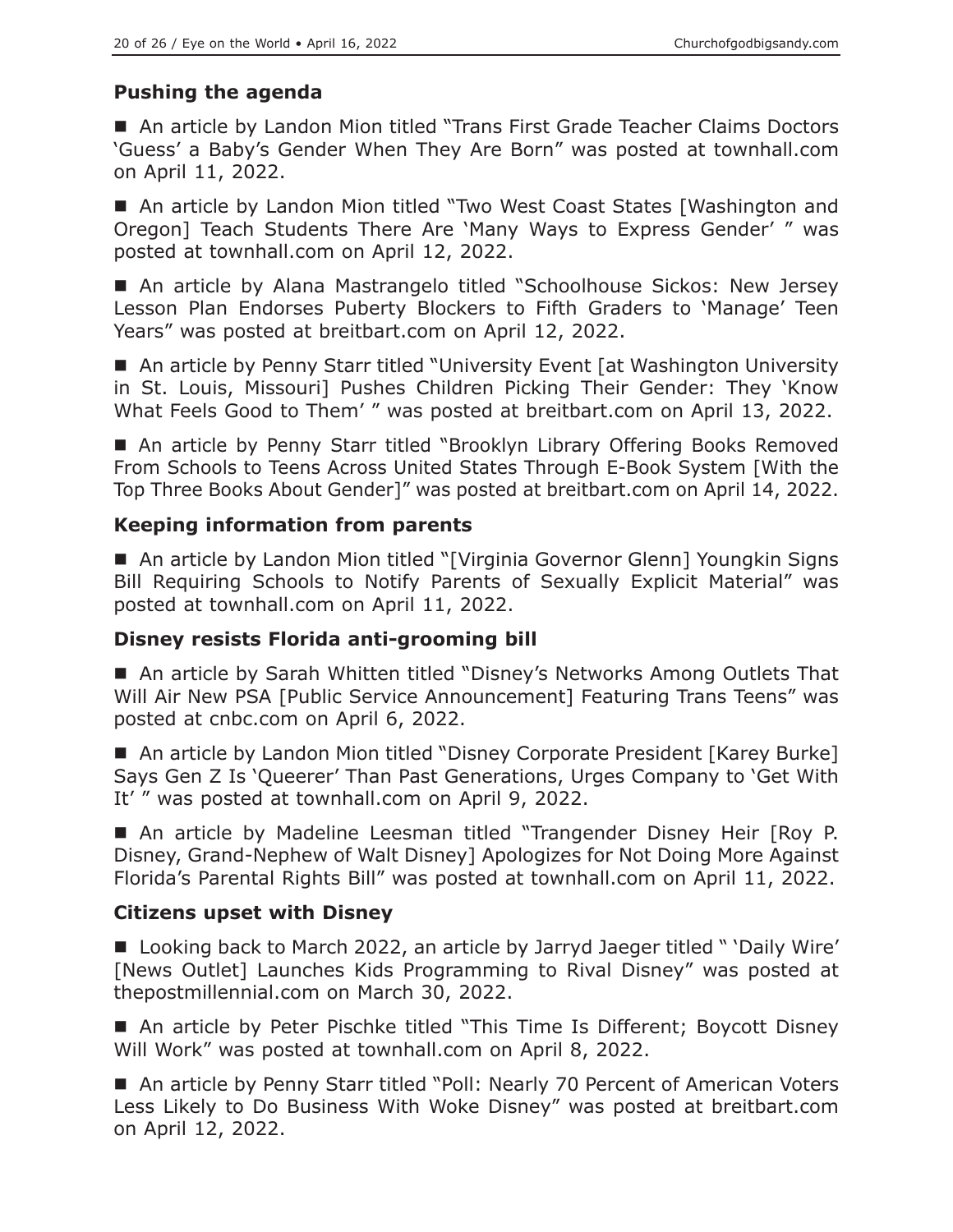### Pushing the agenda

■ An article by Landon Mion titled "Trans First Grade Teacher Claims Doctors 'Guess' a Baby's Gender When They Are Born" was posted at townhall.com on April 11, 2022.

■ An article by Landon Mion titled "Two West Coast States [Washington and Oregon] Teach Students There Are 'Many Ways to Express Gender' " was posted at townhall.com on April 12, 2022.

■ An article by Alana Mastrangelo titled "Schoolhouse Sickos: New Jersey Lesson Plan Endorses Puberty Blockers to Fifth Graders to 'Manage' Teen Years" was posted at breitbart.com on April 12, 2022.

■ An article by Penny Starr titled "University Event [at Washington University in St. Louis, Missouri] Pushes Children Picking Their Gender: They 'Know What Feels Good to Them' " was posted at breitbart.com on April 13, 2022.

■ An article by Penny Starr titled "Brooklyn Library Offering Books Removed From Schools to Teens Across United States Through E-Book System [With the Top Three Books About Gender]" was posted at breitbart.com on April 14, 2022.

### Keeping information from parents

■ An article by Landon Mion titled "[Virginia Governor Glenn] Youngkin Signs Bill Requiring Schools to Notify Parents of Sexually Explicit Material" was posted at townhall.com on April 11, 2022.

### Disney resists Florida anti-grooming bill

■ An article by Sarah Whitten titled "Disney's Networks Among Outlets That Will Air New PSA [Public Service Announcement] Featuring Trans Teens" was posted at cnbc.com on April 6, 2022.

■ An article by Landon Mion titled "Disney Corporate President [Karey Burke] Says Gen Z Is 'Queerer' Than Past Generations, Urges Company to 'Get With It' " was posted at townhall.com on April 9, 2022.

■ An article by Madeline Leesman titled "Trangender Disney Heir [Roy P. Disney, Grand-Nephew of Walt Disney] Apologizes for Not Doing More Against Florida's Parental Rights Bill" was posted at townhall.com on April 11, 2022.

### Citizens upset with Disney

■ Looking back to March 2022, an article by Jarryd Jaeger titled " 'Daily Wire' [News Outlet] Launches Kids Programming to Rival Disney" was posted at thepostmillennial.com on March 30, 2022.

■ An article by Peter Pischke titled "This Time Is Different; Boycott Disney Will Work" was posted at townhall.com on April 8, 2022.

■ An article by Penny Starr titled "Poll: Nearly 70 Percent of American Voters Less Likely to Do Business With Woke Disney" was posted at breitbart.com on April 12, 2022.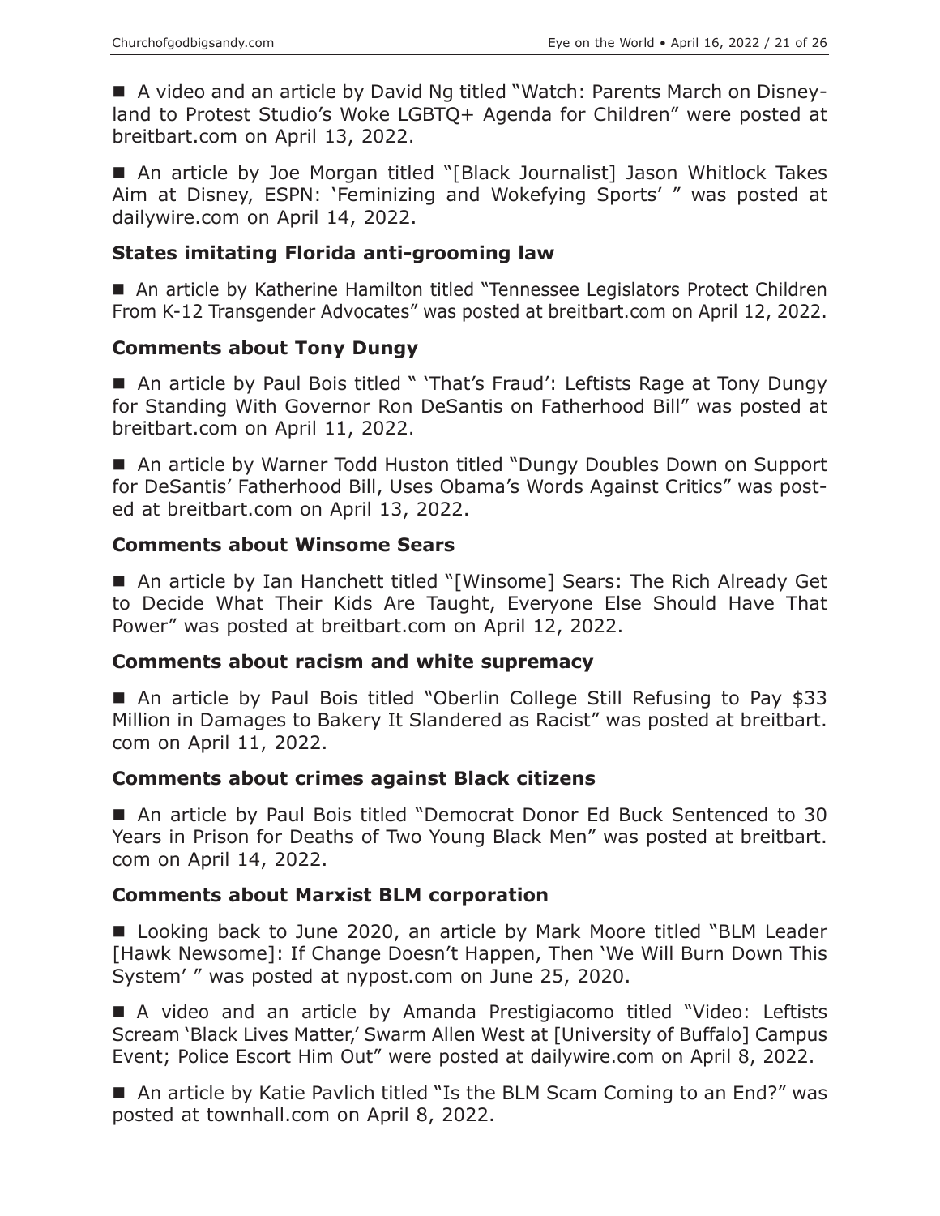■ A video and an article by David Ng titled "Watch: Parents March on Disneyland to Protest Studio's Woke LGBTQ+ Agenda for Children" were posted at breitbart.com on April 13, 2022.

■ An article by Joe Morgan titled "[Black Journalist] Jason Whitlock Takes Aim at Disney, ESPN: 'Feminizing and Wokefying Sports' " was posted at dailywire.com on April 14, 2022.

### States imitating Florida anti-grooming law

■ An article by Katherine Hamilton titled "Tennessee Legislators Protect Children From K-12 Transgender Advocates" was posted at breitbart.com on April 12, 2022.

### Comments about Tony Dungy

■ An article by Paul Bois titled " 'That's Fraud': Leftists Rage at Tony Dungy for Standing With Governor Ron DeSantis on Fatherhood Bill" was posted at breitbart.com on April 11, 2022.

■ An article by Warner Todd Huston titled "Dungy Doubles Down on Support for DeSantis' Fatherhood Bill, Uses Obama's Words Against Critics" was posted at breitbart.com on April 13, 2022.

### Comments about Winsome Sears

■ An article by Ian Hanchett titled "[Winsome] Sears: The Rich Already Get to Decide What Their Kids Are Taught, Everyone Else Should Have That Power" was posted at breitbart.com on April 12, 2022.

### Comments about racism and white supremacy

■ An article by Paul Bois titled "Oberlin College Still Refusing to Pay $33 Million in Damages to Bakery It Slandered as Racist" was posted at breitbart.com on April 11, 2022.

### Comments about crimes against Black citizens

■ An article by Paul Bois titled "Democrat Donor Ed Buck Sentenced to 30 Years in Prison for Deaths of Two Young Black Men" was posted at breitbart.com on April 14, 2022.

### Comments about Marxist BLM corporation

■ Looking back to June 2020, an article by Mark Moore titled "BLM Leader [Hawk Newsome]: If Change Doesn't Happen, Then 'We Will Burn Down This System' " was posted at nypost.com on June 25, 2020.

■ A video and an article by Amanda Prestigiacomo titled "Video: Leftists Scream 'Black Lives Matter,' Swarm Allen West at [University of Buffalo] Campus Event; Police Escort Him Out" were posted at dailywire.com on April 8, 2022.

■ An article by Katie Pavlich titled "Is the BLM Scam Coming to an End?" was posted at townhall.com on April 8, 2022.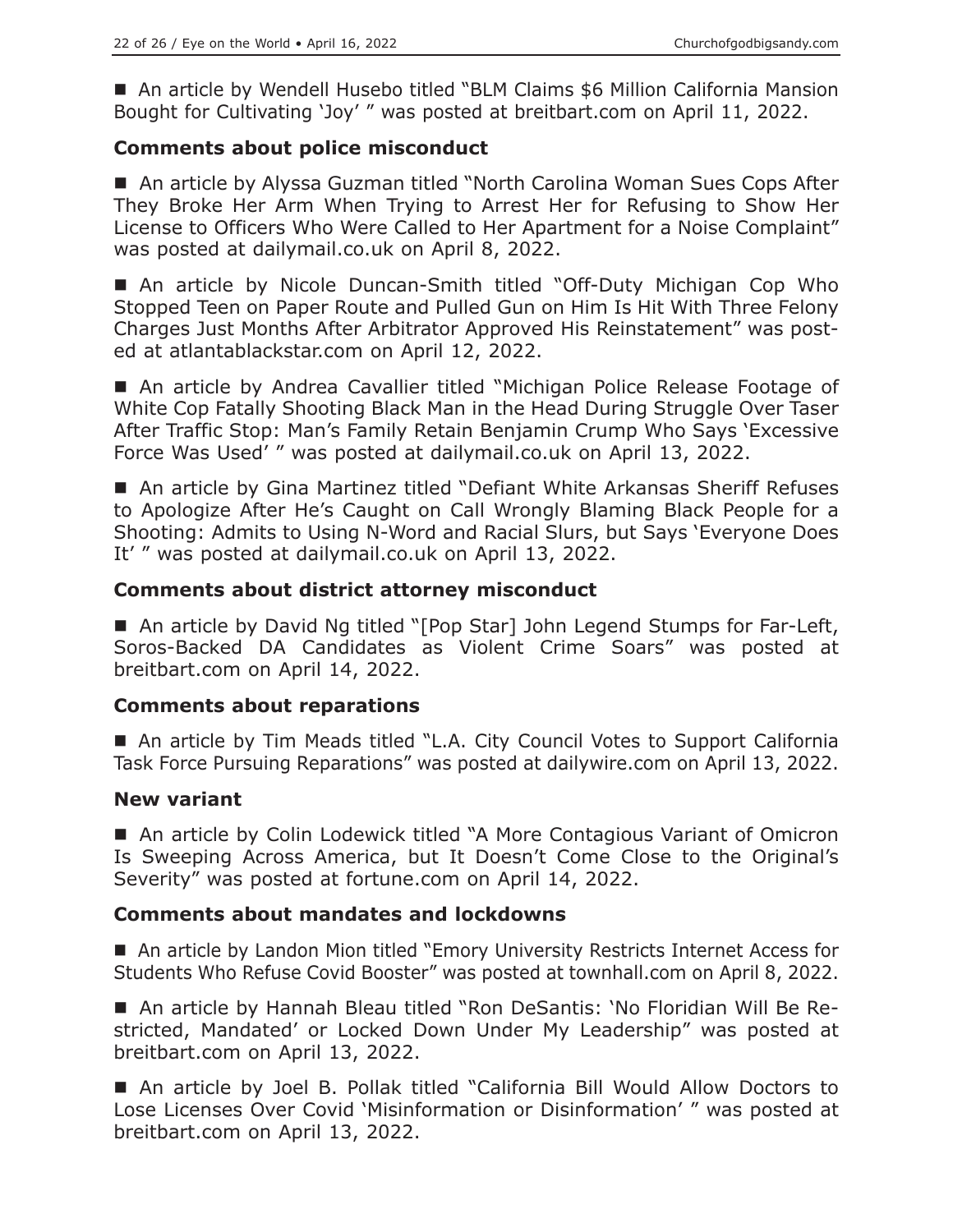■ An article by Wendell Husebo titled "BLM Claims $6 Million California Mansion Bought for Cultivating 'Joy' " was posted at breitbart.com on April 11, 2022.

### Comments about police misconduct

■ An article by Alyssa Guzman titled "North Carolina Woman Sues Cops After They Broke Her Arm When Trying to Arrest Her for Refusing to Show Her License to Officers Who Were Called to Her Apartment for a Noise Complaint" was posted at dailymail.co.uk on April 8, 2022.

■ An article by Nicole Duncan-Smith titled "Off-Duty Michigan Cop Who Stopped Teen on Paper Route and Pulled Gun on Him Is Hit With Three Felony Charges Just Months After Arbitrator Approved His Reinstatement" was posted at atlantablackstar.com on April 12, 2022.

■ An article by Andrea Cavallier titled "Michigan Police Release Footage of White Cop Fatally Shooting Black Man in the Head During Struggle Over Taser After Traffic Stop: Man's Family Retain Benjamin Crump Who Says 'Excessive Force Was Used' " was posted at dailymail.co.uk on April 13, 2022.

■ An article by Gina Martinez titled "Defiant White Arkansas Sheriff Refuses to Apologize After He's Caught on Call Wrongly Blaming Black People for a Shooting: Admits to Using N-Word and Racial Slurs, but Says 'Everyone Does It' " was posted at dailymail.co.uk on April 13, 2022.

### Comments about district attorney misconduct

■ An article by David Ng titled "[Pop Star] John Legend Stumps for Far-Left, Soros-Backed DA Candidates as Violent Crime Soars" was posted at breitbart.com on April 14, 2022.

### Comments about reparations

■ An article by Tim Meads titled "L.A. City Council Votes to Support California Task Force Pursuing Reparations" was posted at dailywire.com on April 13, 2022.

### New variant

■ An article by Colin Lodewick titled "A More Contagious Variant of Omicron Is Sweeping Across America, but It Doesn't Come Close to the Original's Severity" was posted at fortune.com on April 14, 2022.

### Comments about mandates and lockdowns

■ An article by Landon Mion titled "Emory University Restricts Internet Access for Students Who Refuse Covid Booster" was posted at townhall.com on April 8, 2022.

■ An article by Hannah Bleau titled "Ron DeSantis: 'No Floridian Will Be Restricted, Mandated' or Locked Down Under My Leadership" was posted at breitbart.com on April 13, 2022.

■ An article by Joel B. Pollak titled "California Bill Would Allow Doctors to Lose Licenses Over Covid 'Misinformation or Disinformation' " was posted at breitbart.com on April 13, 2022.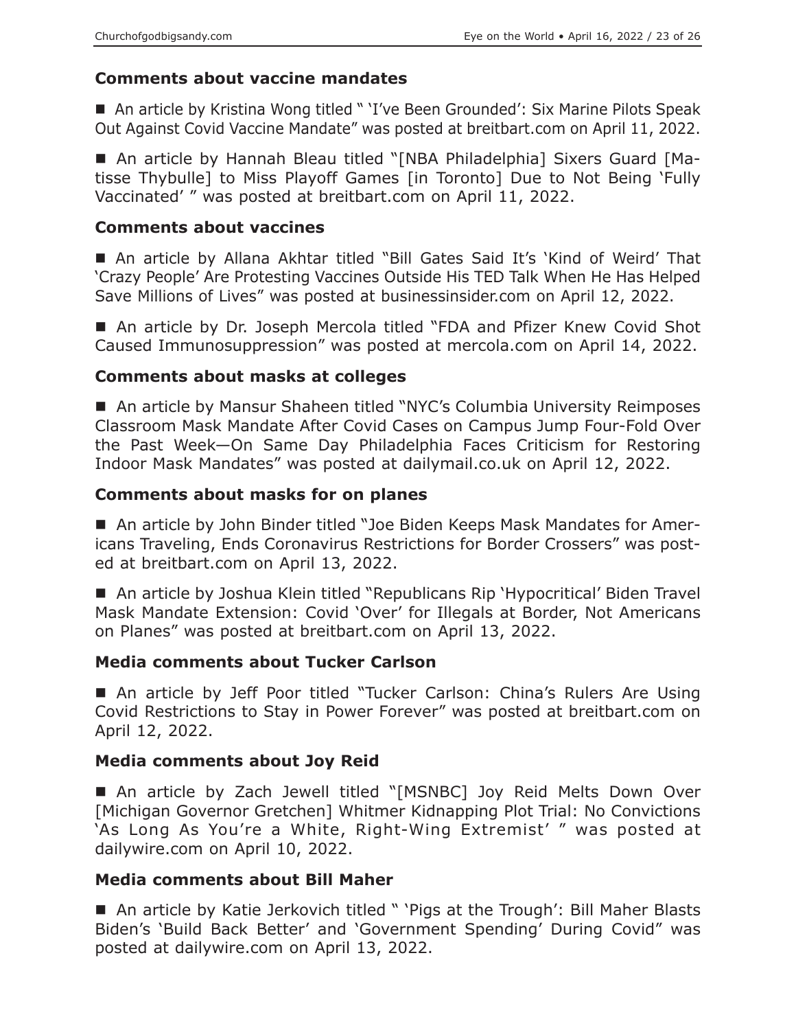### Comments about vaccine mandates

■ An article by Kristina Wong titled " 'I've Been Grounded': Six Marine Pilots Speak Out Against Covid Vaccine Mandate" was posted at breitbart.com on April 11, 2022.

■ An article by Hannah Bleau titled "[NBA Philadelphia] Sixers Guard [Matisse Thybulle] to Miss Playoff Games [in Toronto] Due to Not Being 'Fully Vaccinated' " was posted at breitbart.com on April 11, 2022.

### Comments about vaccines

■ An article by Allana Akhtar titled "Bill Gates Said It's 'Kind of Weird' That 'Crazy People' Are Protesting Vaccines Outside His TED Talk When He Has Helped Save Millions of Lives" was posted at businessinsider.com on April 12, 2022.

■ An article by Dr. Joseph Mercola titled "FDA and Pfizer Knew Covid Shot Caused Immunosuppression" was posted at mercola.com on April 14, 2022.

### Comments about masks at colleges

■ An article by Mansur Shaheen titled "NYC's Columbia University Reimposes Classroom Mask Mandate After Covid Cases on Campus Jump Four-Fold Over the Past Week—On Same Day Philadelphia Faces Criticism for Restoring Indoor Mask Mandates" was posted at dailymail.co.uk on April 12, 2022.

### Comments about masks for on planes

■ An article by John Binder titled "Joe Biden Keeps Mask Mandates for Americans Traveling, Ends Coronavirus Restrictions for Border Crossers" was posted at breitbart.com on April 13, 2022.

■ An article by Joshua Klein titled "Republicans Rip 'Hypocritical' Biden Travel Mask Mandate Extension: Covid 'Over' for Illegals at Border, Not Americans on Planes" was posted at breitbart.com on April 13, 2022.

### Media comments about Tucker Carlson

■ An article by Jeff Poor titled "Tucker Carlson: China's Rulers Are Using Covid Restrictions to Stay in Power Forever" was posted at breitbart.com on April 12, 2022.

### Media comments about Joy Reid

■ An article by Zach Jewell titled "[MSNBC] Joy Reid Melts Down Over [Michigan Governor Gretchen] Whitmer Kidnapping Plot Trial: No Convictions 'As Long As You're a White, Right-Wing Extremist' " was posted at dailywire.com on April 10, 2022.

### Media comments about Bill Maher

■ An article by Katie Jerkovich titled " 'Pigs at the Trough': Bill Maher Blasts Biden's 'Build Back Better' and 'Government Spending' During Covid" was posted at dailywire.com on April 13, 2022.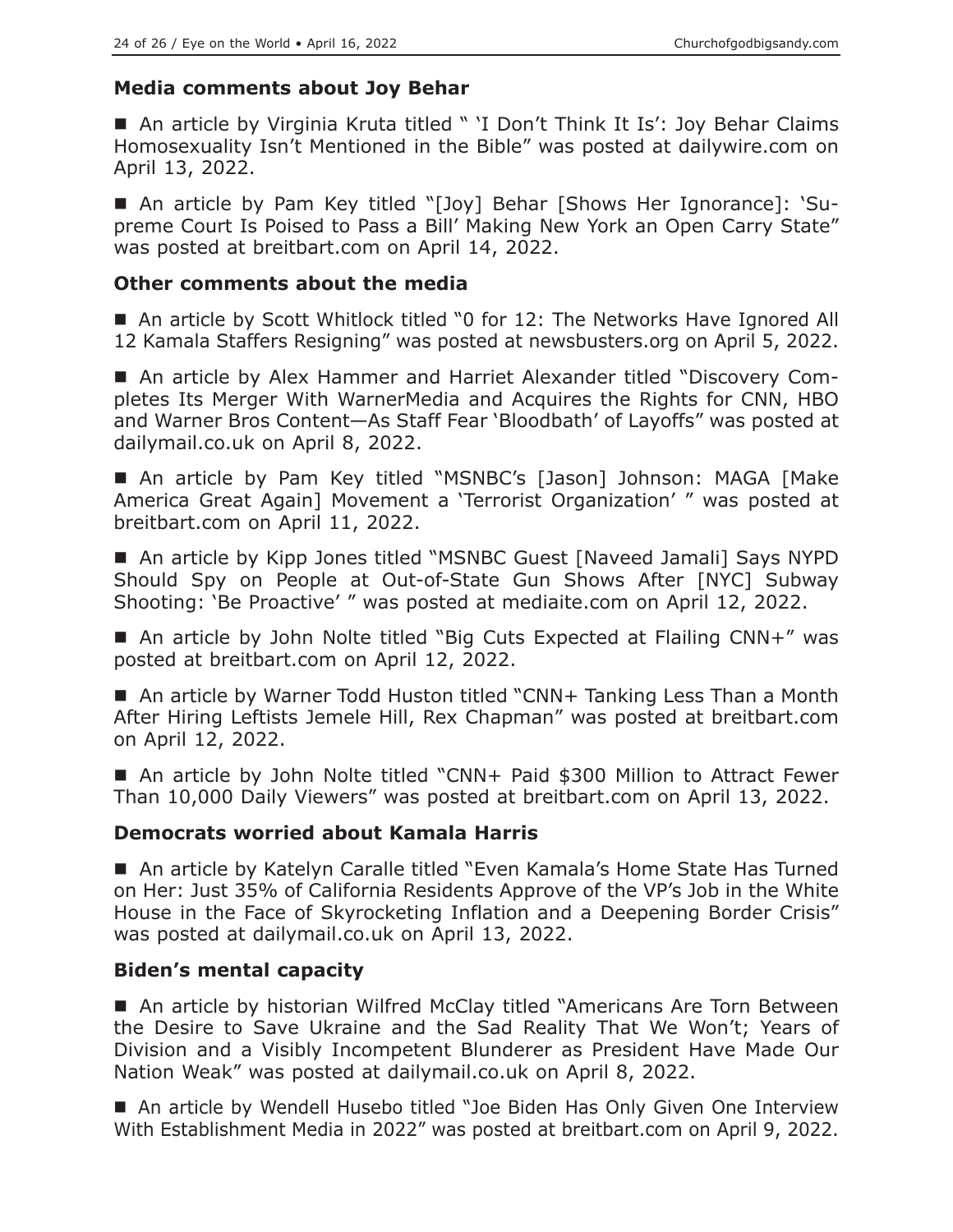### Media comments about Joy Behar

■ An article by Virginia Kruta titled " 'I Don't Think It Is': Joy Behar Claims Homosexuality Isn't Mentioned in the Bible" was posted at dailywire.com on April 13, 2022.

■ An article by Pam Key titled "[Joy] Behar [Shows Her Ignorance]: 'Supreme Court Is Poised to Pass a Bill' Making New York an Open Carry State" was posted at breitbart.com on April 14, 2022.

### Other comments about the media

■ An article by Scott Whitlock titled "0 for 12: The Networks Have Ignored All 12 Kamala Staffers Resigning" was posted at newsbusters.org on April 5, 2022.

■ An article by Alex Hammer and Harriet Alexander titled "Discovery Completes Its Merger With WarnerMedia and Acquires the Rights for CNN, HBO and Warner Bros Content—As Staff Fear 'Bloodbath' of Layoffs" was posted at dailymail.co.uk on April 8, 2022.

■ An article by Pam Key titled "MSNBC's [Jason] Johnson: MAGA [Make America Great Again] Movement a 'Terrorist Organization' " was posted at breitbart.com on April 11, 2022.

■ An article by Kipp Jones titled "MSNBC Guest [Naveed Jamali] Says NYPD Should Spy on People at Out-of-State Gun Shows After [NYC] Subway Shooting: 'Be Proactive' " was posted at mediaite.com on April 12, 2022.

■ An article by John Nolte titled "Big Cuts Expected at Flailing CNN+" was posted at breitbart.com on April 12, 2022.

■ An article by Warner Todd Huston titled "CNN+ Tanking Less Than a Month After Hiring Leftists Jemele Hill, Rex Chapman" was posted at breitbart.com on April 12, 2022.

■ An article by John Nolte titled "CNN+ Paid $300 Million to Attract Fewer Than 10,000 Daily Viewers" was posted at breitbart.com on April 13, 2022.

### Democrats worried about Kamala Harris

■ An article by Katelyn Caralle titled "Even Kamala's Home State Has Turned on Her: Just 35% of California Residents Approve of the VP's Job in the White House in the Face of Skyrocketing Inflation and a Deepening Border Crisis" was posted at dailymail.co.uk on April 13, 2022.

### Biden's mental capacity

■ An article by historian Wilfred McClay titled "Americans Are Torn Between the Desire to Save Ukraine and the Sad Reality That We Won't; Years of Division and a Visibly Incompetent Blunderer as President Have Made Our Nation Weak" was posted at dailymail.co.uk on April 8, 2022.

■ An article by Wendell Husebo titled "Joe Biden Has Only Given One Interview With Establishment Media in 2022" was posted at breitbart.com on April 9, 2022.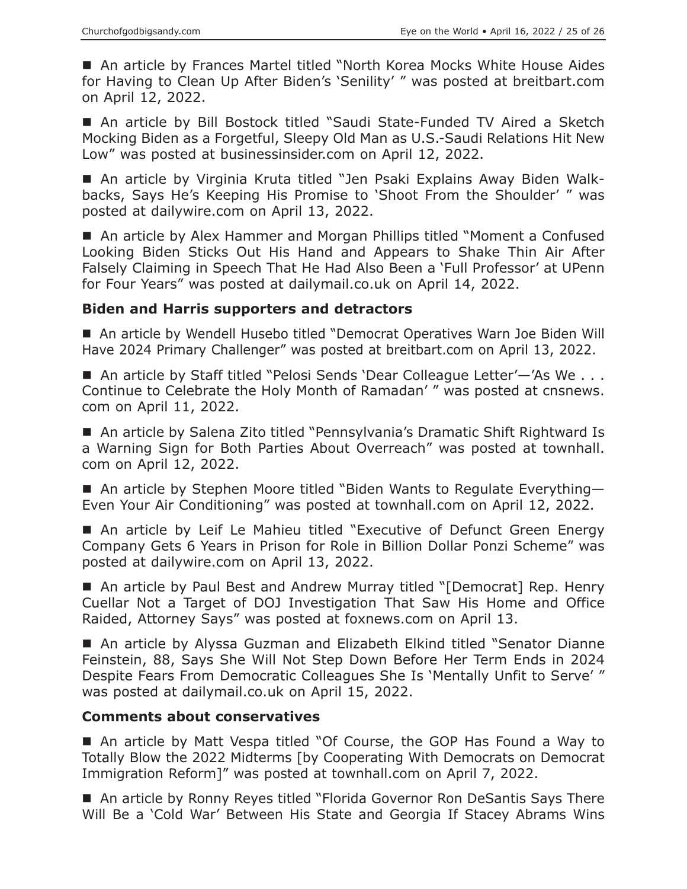■ An article by Frances Martel titled "North Korea Mocks White House Aides for Having to Clean Up After Biden's 'Senility' " was posted at breitbart.com on April 12, 2022.

■ An article by Bill Bostock titled "Saudi State-Funded TV Aired a Sketch Mocking Biden as a Forgetful, Sleepy Old Man as U.S.-Saudi Relations Hit New Low" was posted at businessinsider.com on April 12, 2022.

■ An article by Virginia Kruta titled "Jen Psaki Explains Away Biden Walk-backs, Says He's Keeping His Promise to 'Shoot From the Shoulder' " was posted at dailywire.com on April 13, 2022.

■ An article by Alex Hammer and Morgan Phillips titled "Moment a Confused Looking Biden Sticks Out His Hand and Appears to Shake Thin Air After Falsely Claiming in Speech That He Had Also Been a 'Full Professor' at UPenn for Four Years" was posted at dailymail.co.uk on April 14, 2022.

### Biden and Harris supporters and detractors

■ An article by Wendell Husebo titled "Democrat Operatives Warn Joe Biden Will Have 2024 Primary Challenger" was posted at breitbart.com on April 13, 2022.

■ An article by Staff titled "Pelosi Sends 'Dear Colleague Letter'—'As We . . . Continue to Celebrate the Holy Month of Ramadan' " was posted at cnsnews.com on April 11, 2022.

■ An article by Salena Zito titled "Pennsylvania's Dramatic Shift Rightward Is a Warning Sign for Both Parties About Overreach" was posted at townhall.com on April 12, 2022.

■ An article by Stephen Moore titled "Biden Wants to Regulate Everything—Even Your Air Conditioning" was posted at townhall.com on April 12, 2022.

■ An article by Leif Le Mahieu titled "Executive of Defunct Green Energy Company Gets 6 Years in Prison for Role in Billion Dollar Ponzi Scheme" was posted at dailywire.com on April 13, 2022.

■ An article by Paul Best and Andrew Murray titled "[Democrat] Rep. Henry Cuellar Not a Target of DOJ Investigation That Saw His Home and Office Raided, Attorney Says" was posted at foxnews.com on April 13.

■ An article by Alyssa Guzman and Elizabeth Elkind titled "Senator Dianne Feinstein, 88, Says She Will Not Step Down Before Her Term Ends in 2024 Despite Fears From Democratic Colleagues She Is 'Mentally Unfit to Serve' " was posted at dailymail.co.uk on April 15, 2022.

### Comments about conservatives

■ An article by Matt Vespa titled "Of Course, the GOP Has Found a Way to Totally Blow the 2022 Midterms [by Cooperating With Democrats on Democrat Immigration Reform]" was posted at townhall.com on April 7, 2022.

■ An article by Ronny Reyes titled "Florida Governor Ron DeSantis Says There Will Be a 'Cold War' Between His State and Georgia If Stacey Abrams Wins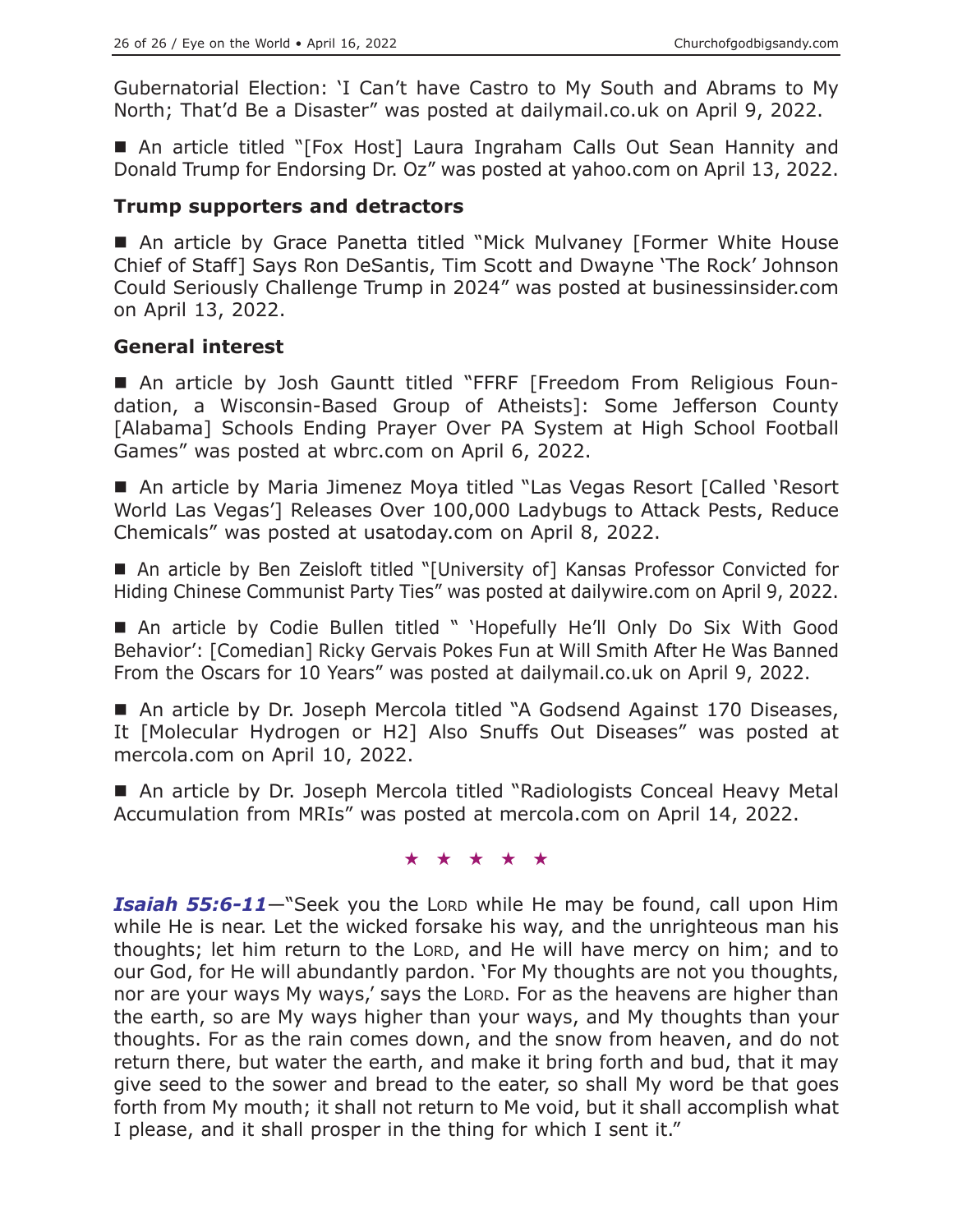Gubernatorial Election: 'I Can't have Castro to My South and Abrams to My North; That'd Be a Disaster" was posted at dailymail.co.uk on April 9, 2022.

■ An article titled "[Fox Host] Laura Ingraham Calls Out Sean Hannity and Donald Trump for Endorsing Dr. Oz" was posted at yahoo.com on April 13, 2022.

### Trump supporters and detractors

■ An article by Grace Panetta titled "Mick Mulvaney [Former White House Chief of Staff] Says Ron DeSantis, Tim Scott and Dwayne 'The Rock' Johnson Could Seriously Challenge Trump in 2024" was posted at businessinsider.com on April 13, 2022.

### General interest

■ An article by Josh Gauntt titled "FFRF [Freedom From Religious Foundation, a Wisconsin-Based Group of Atheists]: Some Jefferson County [Alabama] Schools Ending Prayer Over PA System at High School Football Games" was posted at wbrc.com on April 6, 2022.

■ An article by Maria Jimenez Moya titled "Las Vegas Resort [Called 'Resort World Las Vegas'] Releases Over 100,000 Ladybugs to Attack Pests, Reduce Chemicals" was posted at usatoday.com on April 8, 2022.

■ An article by Ben Zeisloft titled "[University of] Kansas Professor Convicted for Hiding Chinese Communist Party Ties" was posted at dailywire.com on April 9, 2022.

■ An article by Codie Bullen titled " 'Hopefully He'll Only Do Six With Good Behavior': [Comedian] Ricky Gervais Pokes Fun at Will Smith After He Was Banned From the Oscars for 10 Years" was posted at dailymail.co.uk on April 9, 2022.

■ An article by Dr. Joseph Mercola titled "A Godsend Against 170 Diseases, It [Molecular Hydrogen or H2] Also Snuffs Out Diseases" was posted at mercola.com on April 10, 2022.

■ An article by Dr. Joseph Mercola titled "Radiologists Conceal Heavy Metal Accumulation from MRIs" was posted at mercola.com on April 14, 2022.

★ ★ ★ ★ ★

***Isaiah 55:6-11***—"Seek you the LORD while He may be found, call upon Him while He is near. Let the wicked forsake his way, and the unrighteous man his thoughts; let him return to the LORD, and He will have mercy on him; and to our God, for He will abundantly pardon. 'For My thoughts are not you thoughts, nor are your ways My ways,' says the LORD. For as the heavens are higher than the earth, so are My ways higher than your ways, and My thoughts than your thoughts. For as the rain comes down, and the snow from heaven, and do not return there, but water the earth, and make it bring forth and bud, that it may give seed to the sower and bread to the eater, so shall My word be that goes forth from My mouth; it shall not return to Me void, but it shall accomplish what I please, and it shall prosper in the thing for which I sent it."